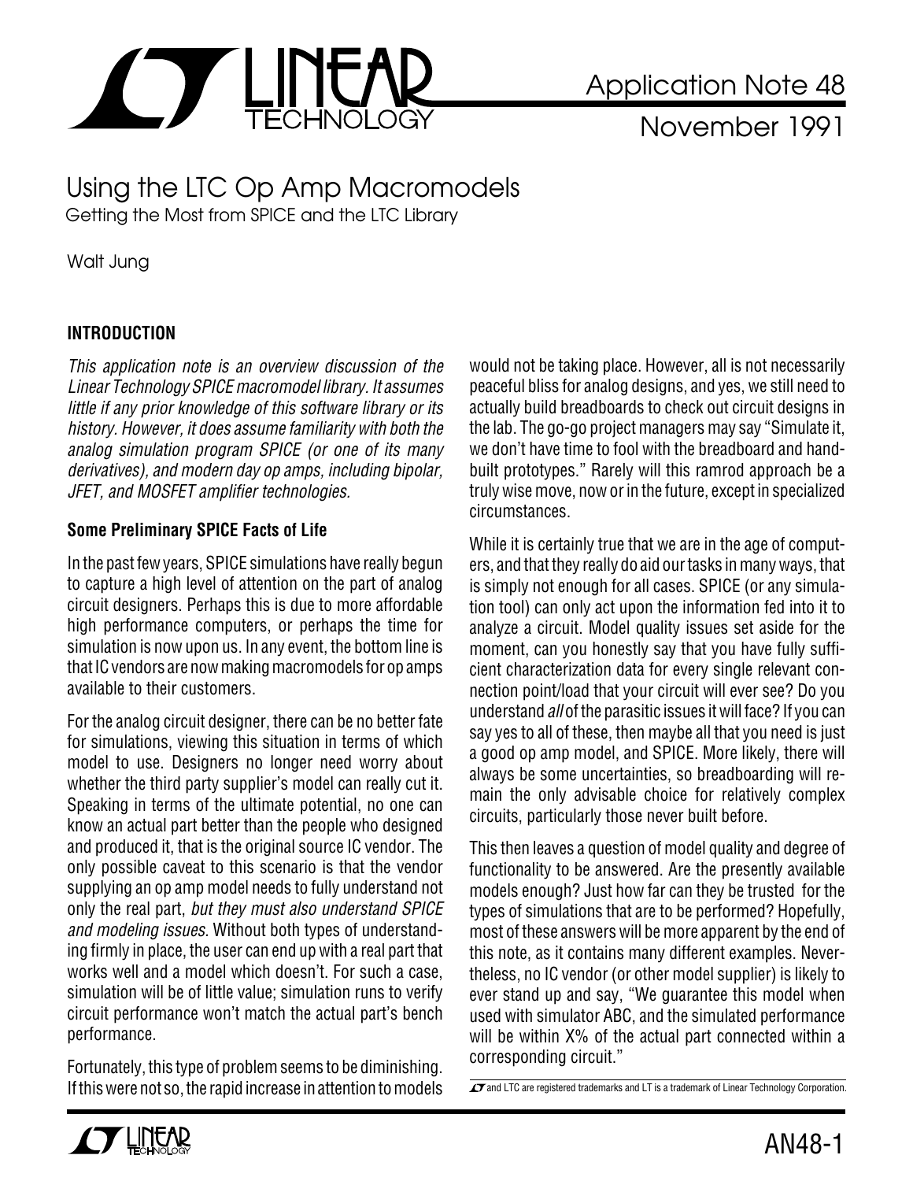Application Note 48

November 1991

# Using the LTC Op Amp Macromodels

Getting the Most from SPICE and the LTC Library

Walt Jung

## INTRODUCTION

*This application note is an overview discussion of the Linear Technology SPICE macromodel library. It assumes little if any prior knowledge of this software library or its history. However, it does assume familiarity with both the analog simulation program SPICE (or one of its many derivatives), and modern day op amps, including bipolar, JFET, and MOSFET amplifier technologies.*

### Some Preliminary SPICE Facts of Life

In the past few years, SPICE simulations have really begun to capture a high level of attention on the part of analog circuit designers. Perhaps this is due to more affordable high performance computers, or perhaps the time for simulation is now upon us. In any event, the bottom line is that IC vendors are now making macromodels for op amps available to their customers.

For the analog circuit designer, there can be no better fate for simulations, viewing this situation in terms of which model to use. Designers no longer need worry about whether the third party supplier's model can really cut it. Speaking in terms of the ultimate potential, no one can know an actual part better than the people who designed and produced it, that is the original source IC vendor. The only possible caveat to this scenario is that the vendor supplying an op amp model needs to fully understand not only the real part, *but they must also understand SPICE and modeling issues.* Without both types of understanding firmly in place, the user can end up with a real part that works well and a model which doesn't. For such a case, simulation will be of little value; simulation runs to verify circuit performance won't match the actual part's bench performance.

Fortunately, this type of problem seems to be diminishing. If this were not so, the rapid increase in attention to models would not be taking place. However, all is not necessarily peaceful bliss for analog designs, and yes, we still need to actually build breadboards to check out circuit designs in the lab. The go-go project managers may say "Simulate it, we don't have time to fool with the breadboard and hand-built prototypes." Rarely will this ramrod approach be a truly wise move, now or in the future, except in specialized circumstances.

While it is certainly true that we are in the age of computers, and that they really do aid our tasks in many ways, that is simply not enough for all cases. SPICE (or any simulation tool) can only act upon the information fed into it to analyze a circuit. Model quality issues set aside for the moment, can you honestly say that you have fully sufficient characterization data for every single relevant connection point/load that your circuit will ever see? Do you understand *all* of the parasitic issues it will face? If you can say yes to all of these, then maybe all that you need is just a good op amp model, and SPICE. More likely, there will always be some uncertainties, so breadboarding will remain the only advisable choice for relatively complex circuits, particularly those never built before.

This then leaves a question of model quality and degree of functionality to be answered. Are the presently available models enough? Just how far can they be trusted for the types of simulations that are to be performed? Hopefully, most of these answers will be more apparent by the end of this note, as it contains many different examples. Nevertheless, no IC vendor (or other model supplier) is likely to ever stand up and say, "We guarantee this model when used with simulator ABC, and the simulated performance will be within X% of the actual part connected within a corresponding circuit."

LT and LTC are registered trademarks and LT is a trademark of Linear Technology Corporation.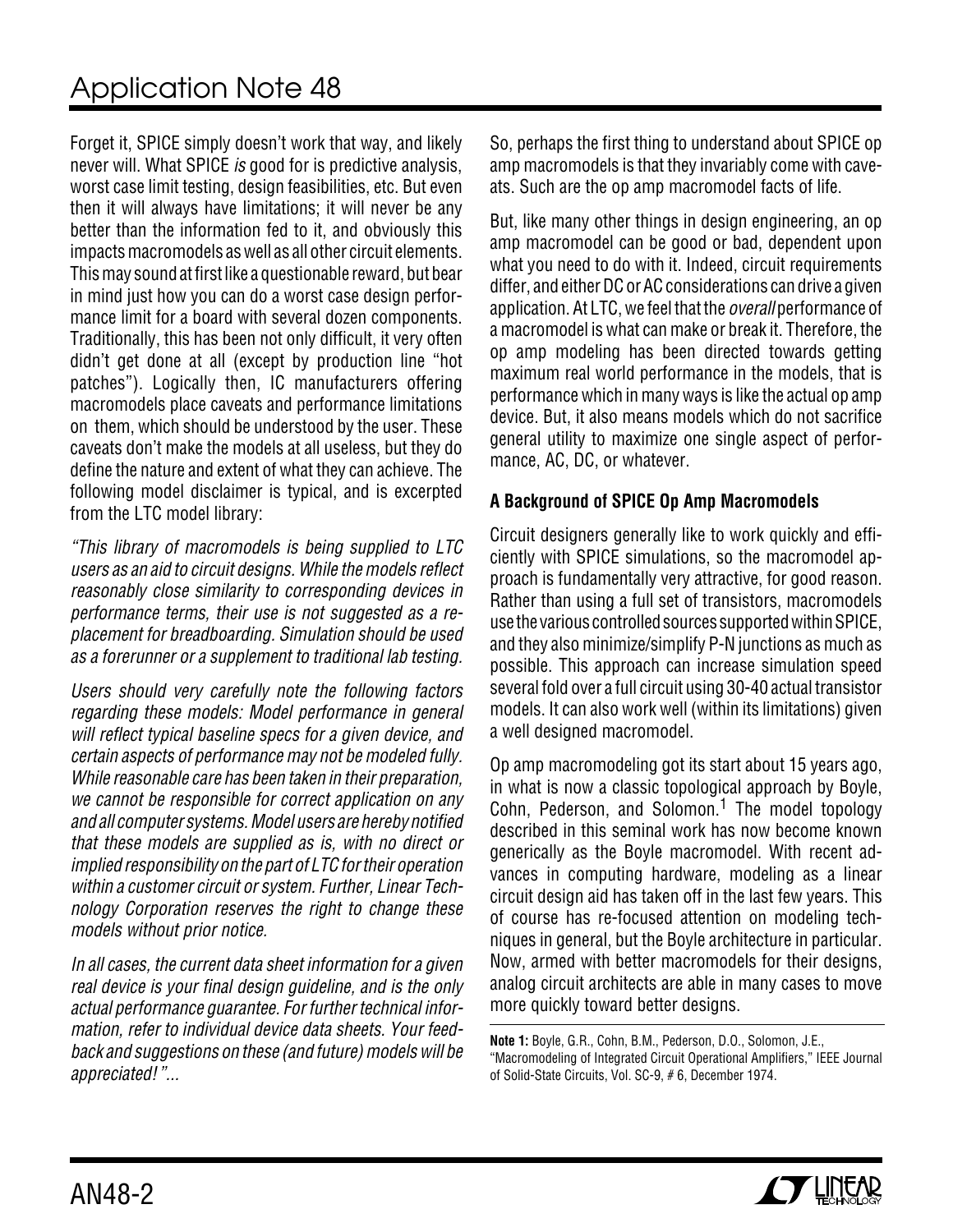Forget it, SPICE simply doesn't work that way, and likely never will. What SPICE *is* good for is predictive analysis, worst case limit testing, design feasibilities, etc. But even then it will always have limitations; it will never be any better than the information fed to it, and obviously this impacts macromodels as well as all other circuit elements. This may sound at first like a questionable reward, but bear in mind just how you can do a worst case design performance limit for a board with several dozen components. Traditionally, this has been not only difficult, it very often didn't get done at all (except by production line "hot patches"). Logically then, IC manufacturers offering macromodels place caveats and performance limitations on them, which should be understood by the user. These caveats don't make the models at all useless, but they do define the nature and extent of what they can achieve. The following model disclaimer is typical, and is excerpted from the LTC model library:

*"This library of macromodels is being supplied to LTC users as an aid to circuit designs. While the models reflect reasonably close similarity to corresponding devices in performance terms, their use is not suggested as a replacement for breadboarding. Simulation should be used as a forerunner or a supplement to traditional lab testing.*

*Users should very carefully note the following factors regarding these models: Model performance in general will reflect typical baseline specs for a given device, and certain aspects of performance may not be modeled fully. While reasonable care has been taken in their preparation, we cannot be responsible for correct application on any and all computer systems. Model users are hereby notified that these models are supplied as is, with no direct or implied responsibility on the part of LTC for their operation within a customer circuit or system. Further, Linear Technology Corporation reserves the right to change these models without prior notice.*

*In all cases, the current data sheet information for a given real device is your final design guideline, and is the only actual performance guarantee. For further technical information, refer to individual device data sheets. Your feedback and suggestions on these (and future) models will be appreciated!"...*

So, perhaps the first thing to understand about SPICE op amp macromodels is that they invariably come with caveats. Such are the op amp macromodel facts of life.

But, like many other things in design engineering, an op amp macromodel can be good or bad, dependent upon what you need to do with it. Indeed, circuit requirements differ, and either DC or AC considerations can drive a given application. At LTC, we feel that the *overall* performance of a macromodel is what can make or break it. Therefore, the op amp modeling has been directed towards getting maximum real world performance in the models, that is performance which in many ways is like the actual op amp device. But, it also means models which do not sacrifice general utility to maximize one single aspect of performance, AC, DC, or whatever.

**A Background of SPICE Op Amp Macromodels**

Circuit designers generally like to work quickly and efficiently with SPICE simulations, so the macromodel approach is fundamentally very attractive, for good reason. Rather than using a full set of transistors, macromodels use the various controlled sources supported within SPICE, and they also minimize/simplify P-N junctions as much as possible. This approach can increase simulation speed several fold over a full circuit using 30-40 actual transistor models. It can also work well (within its limitations) given a well designed macromodel.

Op amp macromodeling got its start about 15 years ago, in what is now a classic topological approach by Boyle, Cohn, Pederson, and Solomon.[1] The model topology described in this seminal work has now become known generically as the Boyle macromodel. With recent advances in computing hardware, modeling as a linear circuit design aid has taken off in the last few years. This of course has re-focused attention on modeling techniques in general, but the Boyle architecture in particular. Now, armed with better macromodels for their designs, analog circuit architects are able in many cases to move more quickly toward better designs.

**Note 1:** Boyle, G.R., Cohn, B.M., Pederson, D.O., Solomon, J.E., "Macromodeling of Integrated Circuit Operational Amplifiers," IEEE Journal of Solid-State Circuits, Vol. SC-9, # 6, December 1974.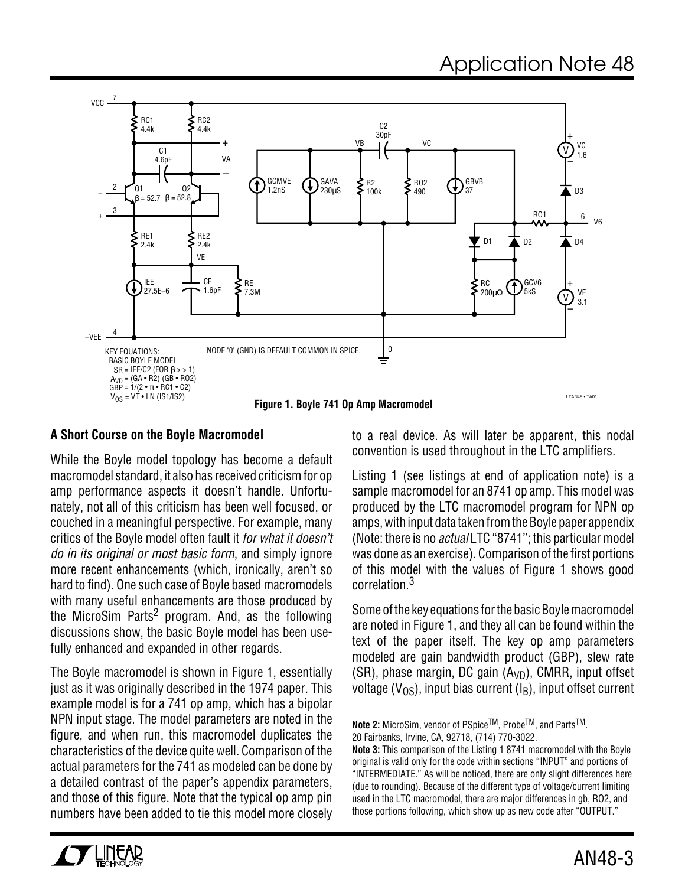KEY EQUATIONS:
BASIC BOYLE MODEL
SR = IEE/C2 (FOR $\beta >> 1$)
$A_{VD}$ = (GA • R2) (GB • RO2)
GBP = 1/(2 • π • RC1 • C2)
$V_{OS}$ = VT • LN (IS1/IS2)

NODE '0' (GND) IS DEFAULT COMMON IN SPICE.

**Figure 1. Boyle 741 Op Amp Macromodel**

### A Short Course on the Boyle Macromodel

While the Boyle model topology has become a default macromodel standard, it also has received criticism for op amp performance aspects it doesn't handle. Unfortunately, not all of this criticism has been well focused, or couched in a meaningful perspective. For example, many critics of the Boyle model often fault it *for what it doesn't do in its original or most basic form*, and simply ignore more recent enhancements (which, ironically, aren't so hard to find). One such case of Boyle based macromodels with many useful enhancements are those produced by the MicroSim Parts[2] program. And, as the following discussions show, the basic Boyle model has been usefully enhanced and expanded in other regards.

The Boyle macromodel is shown in Figure 1, essentially just as it was originally described in the 1974 paper. This example model is for a 741 op amp, which has a bipolar NPN input stage. The model parameters are noted in the figure, and when run, this macromodel duplicates the characteristics of the device quite well. Comparison of the actual parameters for the 741 as modeled can be done by a detailed contrast of the paper's appendix parameters, and those of this figure. Note that the typical op amp pin numbers have been added to tie this model more closely to a real device. As will later be apparent, this nodal convention is used throughout in the LTC amplifiers.

Listing 1 (see listings at end of application note) is a sample macromodel for an 8741 op amp. This model was produced by the LTC macromodel program for NPN op amps, with input data taken from the Boyle paper appendix (Note: there is no *actual* LTC "8741"; this particular model was done as an exercise). Comparison of the first portions of this model with the values of Figure 1 shows good correlation.[3]

Some of the key equations for the basic Boyle macromodel are noted in Figure 1, and they all can be found within the text of the paper itself. The key op amp parameters modeled are gain bandwidth product (GBP), slew rate (SR), phase margin, DC gain ($A_{VD}$), CMRR, input offset voltage ($V_{OS}$), input bias current ($I_B$), input offset current

**Note 2:** MicroSim, vendor of PSpice™, Probe™, and Parts™. 20 Fairbanks, Irvine, CA, 92718, (714) 770-3022.

**Note 3:** This comparison of the Listing 1 8741 macromodel with the Boyle original is valid only for the code within sections "INPUT" and portions of "INTERMEDIATE." As will be noticed, there are only slight differences here (due to rounding). Because of the different type of voltage/current limiting used in the LTC macromodel, there are major differences in gb, RO2, and those portions following, which show up as new code after "OUTPUT."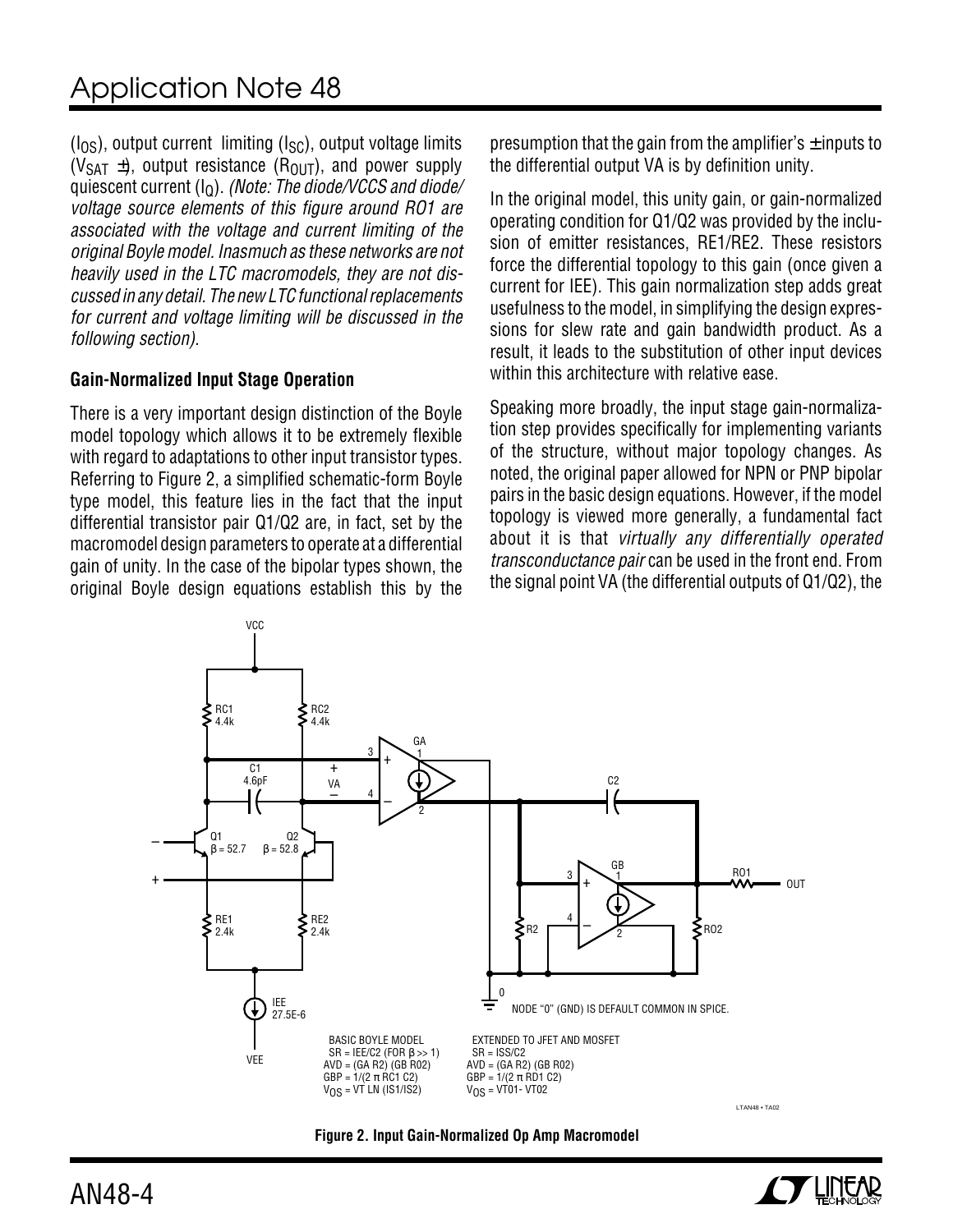($I_{OS}$), output current limiting ($I_{SC}$), output voltage limits ($V_{SAT}$ ±), output resistance ($R_{OUT}$), and power supply quiescent current ($I_Q$). *(Note: The diode/VCCS and diode/voltage source elements of this figure around RO1 are associated with the voltage and current limiting of the original Boyle model. Inasmuch as these networks are not heavily used in the LTC macromodels, they are not discussed in any detail. The new LTC functional replacements for current and voltage limiting will be discussed in the following section).*

### Gain-Normalized Input Stage Operation

There is a very important design distinction of the Boyle model topology which allows it to be extremely flexible with regard to adaptations to other input transistor types. Referring to Figure 2, a simplified schematic-form Boyle type model, this feature lies in the fact that the input differential transistor pair Q1/Q2 are, in fact, set by the macromodel design parameters to operate at a differential gain of unity. In the case of the bipolar types shown, the original Boyle design equations establish this by the presumption that the gain from the amplifier's ± inputs to the differential output VA is by definition unity.

In the original model, this unity gain, or gain-normalized operating condition for Q1/Q2 was provided by the inclusion of emitter resistances, RE1/RE2. These resistors force the differential topology to this gain (once given a current for IEE). This gain normalization step adds great usefulness to the model, in simplifying the design expressions for slew rate and gain bandwidth product. As a result, it leads to the substitution of other input devices within this architecture with relative ease.

Speaking more broadly, the input stage gain-normalization step provides specifically for implementing variants of the structure, without major topology changes. As noted, the original paper allowed for NPN or PNP bipolar pairs in the basic design equations. However, if the model topology is viewed more generally, a fundamental fact about it is that *virtually any differentially operated transconductance pair* can be used in the front end. From the signal point VA (the differential outputs of Q1/Q2), the

BASIC BOYLE MODEL
$SR = IEE/C2$ (FOR $\beta >> 1$)
$AVD = (GA\ R2)(GB\ R02)$
$GBP = 1/(2\pi\ RC1\ C2)$
$V_{OS} = VT\ LN\ (IS1/IS2)$

EXTENDED TO JFET AND MOSFET
$SR = ISS/C2$
$AVD = (GA\ R2)(GB\ R02)$
$GBP = 1/(2\pi\ RD1\ C2)$
$V_{OS} = VT01 - VT02$

NODE "0" (GND) IS DEFAULT COMMON IN SPICE.

**Figure 2. Input Gain-Normalized Op Amp Macromodel**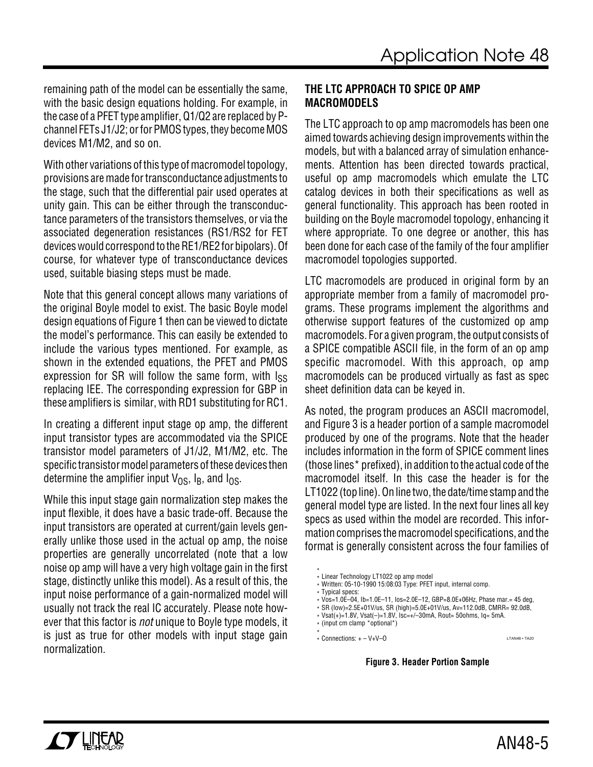remaining path of the model can be essentially the same, with the basic design equations holding. For example, in the case of a PFET type amplifier, Q1/Q2 are replaced by P-channel FETs J1/J2; or for PMOS types, they become MOS devices M1/M2, and so on.

With other variations of this type of macromodel topology, provisions are made for transconductance adjustments to the stage, such that the differential pair used operates at unity gain. This can be either through the transconductance parameters of the transistors themselves, or via the associated degeneration resistances (RS1/RS2 for FET devices would correspond to the RE1/RE2 for bipolars). Of course, for whatever type of transconductance devices used, suitable biasing steps must be made.

Note that this general concept allows many variations of the original Boyle model to exist. The basic Boyle model design equations of Figure 1 then can be viewed to dictate the model's performance. This can easily be extended to include the various types mentioned. For example, as shown in the extended equations, the PFET and PMOS expression for SR will follow the same form, with $I_{SS}$ replacing IEE. The corresponding expression for GBP in these amplifiers is similar, with RD1 substituting for RC1.

In creating a different input stage op amp, the different input transistor types are accommodated via the SPICE transistor model parameters of J1/J2, M1/M2, etc. The specific transistor model parameters of these devices then determine the amplifier input $V_{OS}$, $I_B$, and $I_{OS}$.

While this input stage gain normalization step makes the input flexible, it does have a basic trade-off. Because the input transistors are operated at current/gain levels generally unlike those used in the actual op amp, the noise properties are generally uncorrelated (note that a low noise op amp will have a very high voltage gain in the first stage, distinctly unlike this model). As a result of this, the input noise performance of a gain-normalized model will usually not track the real IC accurately. Please note however that this factor is *not* unique to Boyle type models, it is just as true for other models with input stage gain normalization.

## THE LTC APPROACH TO SPICE OP AMP MACROMODELS

The LTC approach to op amp macromodels has been one aimed towards achieving design improvements within the models, but with a balanced array of simulation enhancements. Attention has been directed towards practical, useful op amp macromodels which emulate the LTC catalog devices in both their specifications as well as general functionality. This approach has been rooted in building on the Boyle macromodel topology, enhancing it where appropriate. To one degree or another, this has been done for each case of the family of the four amplifier macromodel topologies supported.

LTC macromodels are produced in original form by an appropriate member from a family of macromodel programs. These programs implement the algorithms and otherwise support features of the customized op amp macromodels. For a given program, the output consists of a SPICE compatible ASCII file, in the form of an op amp specific macromodel. With this approach, op amp macromodels can be produced virtually as fast as spec sheet definition data can be keyed in.

As noted, the program produces an ASCII macromodel, and Figure 3 is a header portion of a sample macromodel produced by one of the programs. Note that the header includes information in the form of SPICE comment lines (those lines* prefixed), in addition to the actual code of the macromodel itself. In this case the header is for the LT1022 (top line). On line two, the date/time stamp and the general model type are listed. In the next four lines all key specs as used within the model are recorded. This information comprises the macromodel specifications, and the format is generally consistent across the four families of

```
*
* Linear Technology LT1022 op amp model
* Written: 05-10-1990 15:08:03 Type: PFET input, internal comp.
* Typical specs:
* Vos=1.0E–04, Ib=1.0E–11, Ios=2.0E–12, GBP=8.0E+06Hz, Phase mar.= 45 deg,
* SR (low)=2.5E+01V/us, SR (high)=5.0E+01V/us, Av=112.0dB, CMRR= 92.0dB,
* Vsat(+)=1.8V, Vsat(–)=1.8V, Isc=+/–30mA, Rout= 50ohms, Iq= 5mA.
* (input cm clamp *optional*)
*
* Connections: + – V+V–O
```

**Figure 3. Header Portion Sample**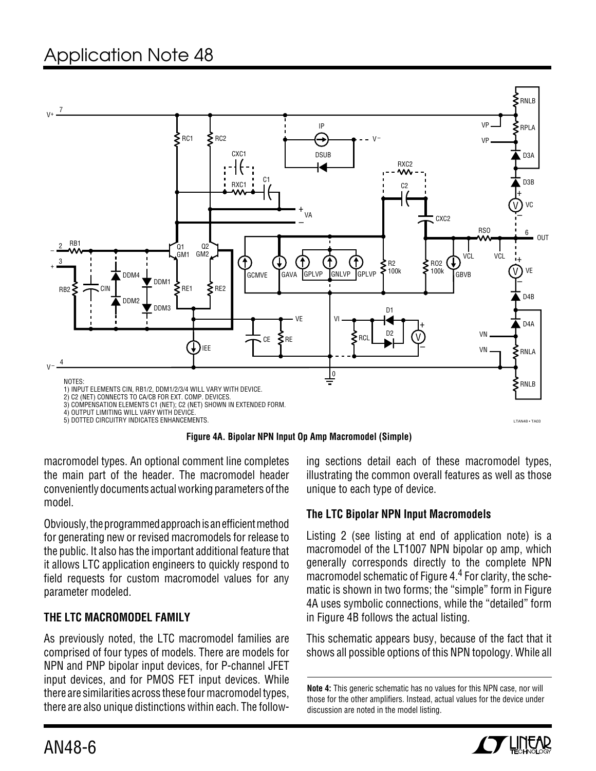NOTES:
1) INPUT ELEMENTS CIN, RB1/2, DDM1/2/3/4 WILL VARY WITH DEVICE.
2) C2 (NET) CONNECTS TO CA/CB FOR EXT. COMP. DEVICES.
3) COMPENSATION ELEMENTS C1 (NET); C2 (NET) SHOWN IN EXTENDED FORM.
4) OUTPUT LIMITING WILL VARY WITH DEVICE.
5) DOTTED CIRCUITRY INDICATES ENHANCEMENTS.

**Figure 4A. Bipolar NPN Input Op Amp Macromodel (Simple)**

macromodel types. An optional comment line completes the main part of the header. The macromodel header conveniently documents actual working parameters of the model.

Obviously, the programmed approach is an efficient method for generating new or revised macromodels for release to the public. It also has the important additional feature that it allows LTC application engineers to quickly respond to field requests for custom macromodel values for any parameter modeled.

## THE LTC MACROMODEL FAMILY

As previously noted, the LTC macromodel families are comprised of four types of models. There are models for NPN and PNP bipolar input devices, for P-channel JFET input devices, and for PMOS FET input devices. While there are similarities across these four macromodel types, there are also unique distinctions within each. The following sections detail each of these macromodel types, illustrating the common overall features as well as those unique to each type of device.

### The LTC Bipolar NPN Input Macromodels

Listing 2 (see listing at end of application note) is a macromodel of the LT1007 NPN bipolar op amp, which generally corresponds directly to the complete NPN macromodel schematic of Figure 4.[4] For clarity, the schematic is shown in two forms; the "simple" form in Figure 4A uses symbolic connections, while the "detailed" form in Figure 4B follows the actual listing.

This schematic appears busy, because of the fact that it shows all possible options of this NPN topology. While all

**Note 4:** This generic schematic has no values for this NPN case, nor will those for the other amplifiers. Instead, actual values for the device under discussion are noted in the model listing.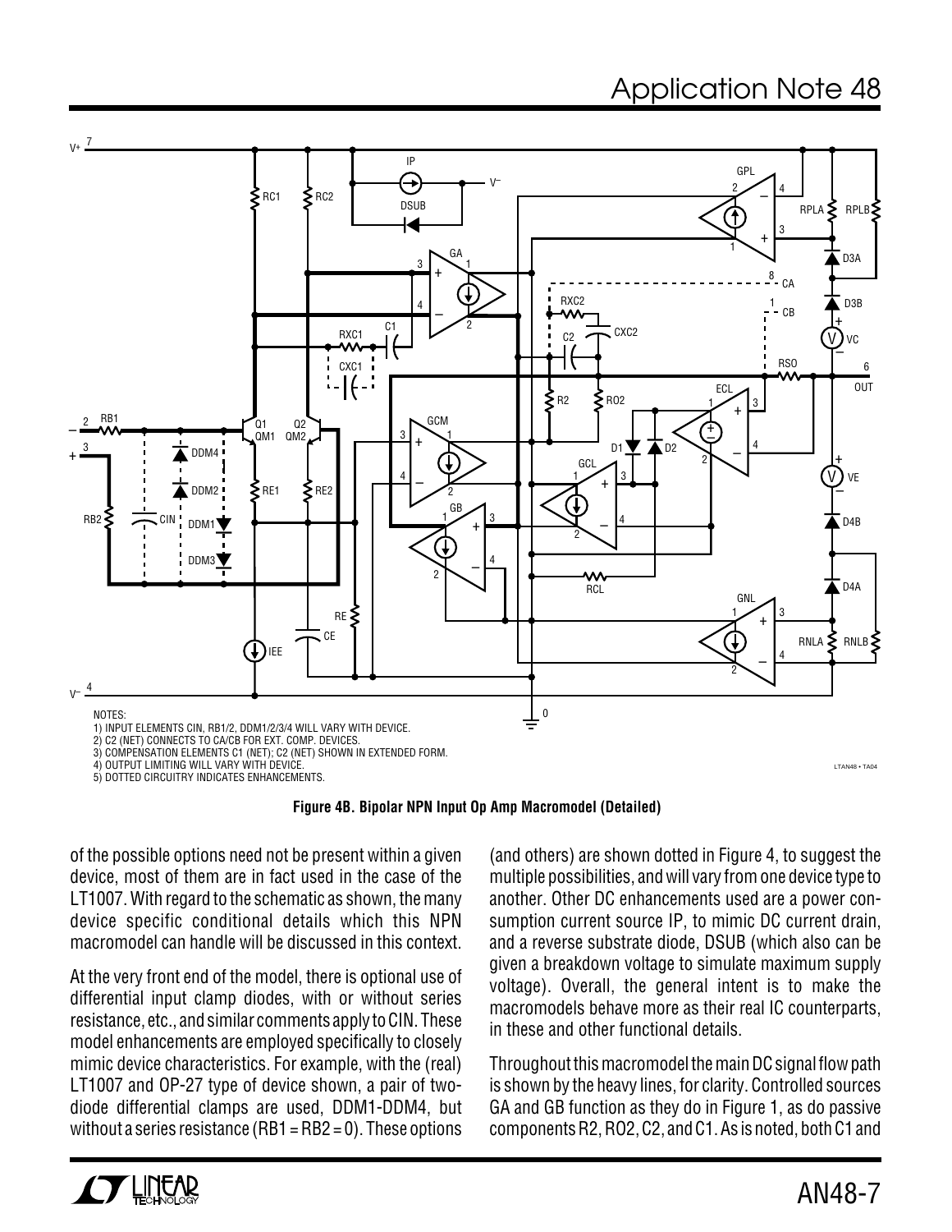NOTES:
1) INPUT ELEMENTS CIN, RB1/2, DDM1/2/3/4 WILL VARY WITH DEVICE.
2) C2 (NET) CONNECTS TO CA/CB FOR EXT. COMP. DEVICES.
3) COMPENSATION ELEMENTS C1 (NET); C2 (NET) SHOWN IN EXTENDED FORM.
4) OUTPUT LIMITING WILL VARY WITH DEVICE.
5) DOTTED CIRCUITRY INDICATES ENHANCEMENTS.

**Figure 4B. Bipolar NPN Input Op Amp Macromodel (Detailed)**

of the possible options need not be present within a given device, most of them are in fact used in the case of the LT1007. With regard to the schematic as shown, the many device specific conditional details which this NPN macromodel can handle will be discussed in this context.

At the very front end of the model, there is optional use of differential input clamp diodes, with or without series resistance, etc., and similar comments apply to CIN. These model enhancements are employed specifically to closely mimic device characteristics. For example, with the (real) LT1007 and OP-27 type of device shown, a pair of two-diode differential clamps are used, DDM1-DDM4, but without a series resistance (RB1 = RB2 = 0). These options (and others) are shown dotted in Figure 4, to suggest the multiple possibilities, and will vary from one device type to another. Other DC enhancements used are a power consumption current source IP, to mimic DC current drain, and a reverse substrate diode, DSUB (which also can be given a breakdown voltage to simulate maximum supply voltage). Overall, the general intent is to make the macromodels behave more as their real IC counterparts, in these and other functional details.

Throughout this macromodel the main DC signal flow path is shown by the heavy lines, for clarity. Controlled sources GA and GB function as they do in Figure 1, as do passive components R2, RO2, C2, and C1. As is noted, both C1 and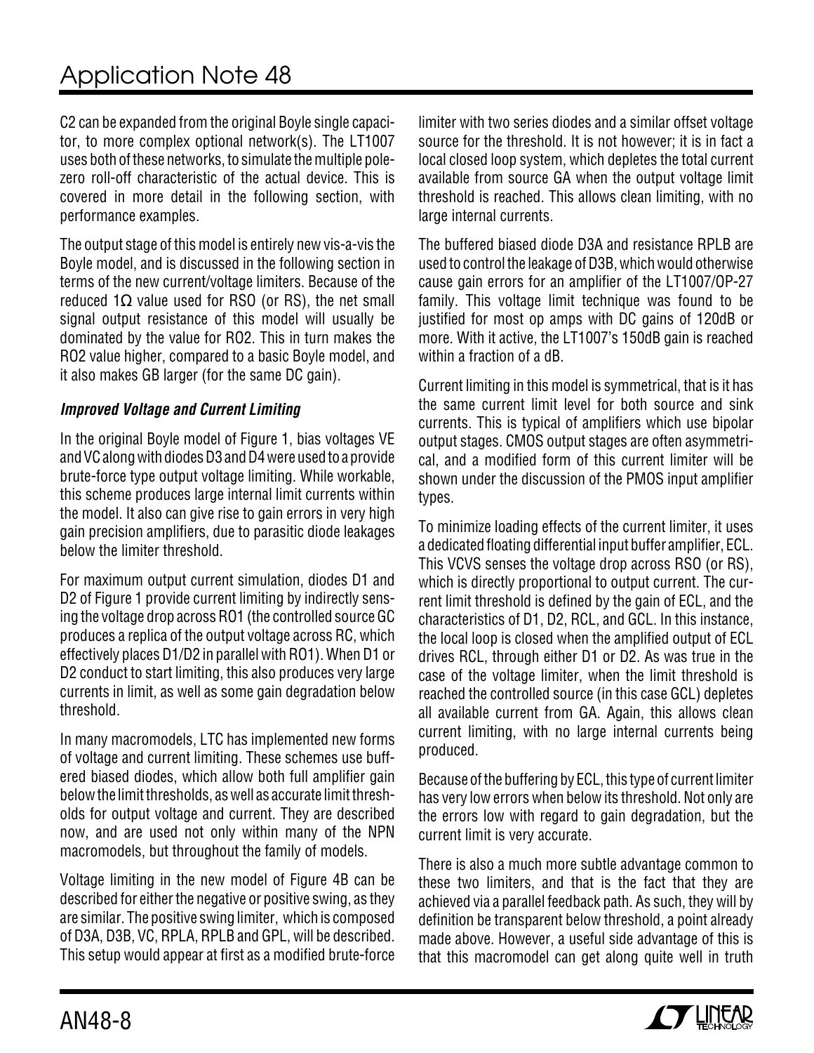C2 can be expanded from the original Boyle single capacitor, to more complex optional network(s). The LT1007 uses both of these networks, to simulate the multiple pole-zero roll-off characteristic of the actual device. This is covered in more detail in the following section, with performance examples.

The output stage of this model is entirely new vis-a-vis the Boyle model, and is discussed in the following section in terms of the new current/voltage limiters. Because of the reduced 1Ω value used for RSO (or RS), the net small signal output resistance of this model will usually be dominated by the value for RO2. This in turn makes the RO2 value higher, compared to a basic Boyle model, and it also makes GB larger (for the same DC gain).

### *Improved Voltage and Current Limiting*

In the original Boyle model of Figure 1, bias voltages VE and VC along with diodes D3 and D4 were used to a provide brute-force type output voltage limiting. While workable, this scheme produces large internal limit currents within the model. It also can give rise to gain errors in very high gain precision amplifiers, due to parasitic diode leakages below the limiter threshold.

For maximum output current simulation, diodes D1 and D2 of Figure 1 provide current limiting by indirectly sensing the voltage drop across RO1 (the controlled source GC produces a replica of the output voltage across RC, which effectively places D1/D2 in parallel with RO1). When D1 or D2 conduct to start limiting, this also produces very large currents in limit, as well as some gain degradation below threshold.

In many macromodels, LTC has implemented new forms of voltage and current limiting. These schemes use buffered biased diodes, which allow both full amplifier gain below the limit thresholds, as well as accurate limit thresholds for output voltage and current. They are described now, and are used not only within many of the NPN macromodels, but throughout the family of models.

Voltage limiting in the new model of Figure 4B can be described for either the negative or positive swing, as they are similar. The positive swing limiter, which is composed of D3A, D3B, VC, RPLA, RPLB and GPL, will be described. This setup would appear at first as a modified brute-force limiter with two series diodes and a similar offset voltage source for the threshold. It is not however; it is in fact a local closed loop system, which depletes the total current available from source GA when the output voltage limit threshold is reached. This allows clean limiting, with no large internal currents.

The buffered biased diode D3A and resistance RPLB are used to control the leakage of D3B, which would otherwise cause gain errors for an amplifier of the LT1007/OP-27 family. This voltage limit technique was found to be justified for most op amps with DC gains of 120dB or more. With it active, the LT1007's 150dB gain is reached within a fraction of a dB.

Current limiting in this model is symmetrical, that is it has the same current limit level for both source and sink currents. This is typical of amplifiers which use bipolar output stages. CMOS output stages are often asymmetrical, and a modified form of this current limiter will be shown under the discussion of the PMOS input amplifier types.

To minimize loading effects of the current limiter, it uses a dedicated floating differential input buffer amplifier, ECL. This VCVS senses the voltage drop across RSO (or RS), which is directly proportional to output current. The current limit threshold is defined by the gain of ECL, and the characteristics of D1, D2, RCL, and GCL. In this instance, the local loop is closed when the amplified output of ECL drives RCL, through either D1 or D2. As was true in the case of the voltage limiter, when the limit threshold is reached the controlled source (in this case GCL) depletes all available current from GA. Again, this allows clean current limiting, with no large internal currents being produced.

Because of the buffering by ECL, this type of current limiter has very low errors when below its threshold. Not only are the errors low with regard to gain degradation, but the current limit is very accurate.

There is also a much more subtle advantage common to these two limiters, and that is the fact that they are achieved via a parallel feedback path. As such, they will by definition be transparent below threshold, a point already made above. However, a useful side advantage of this is that this macromodel can get along quite well in truth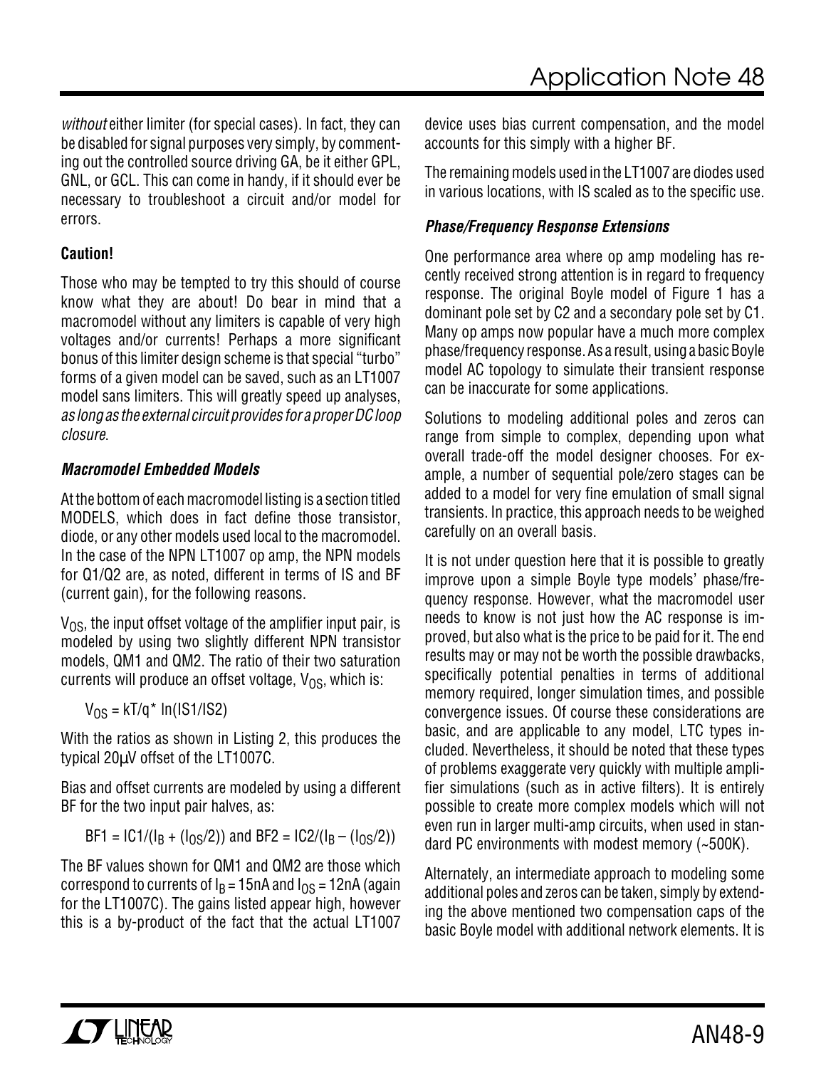*without* either limiter (for special cases). In fact, they can be disabled for signal purposes very simply, by commenting out the controlled source driving GA, be it either GPL, GNL, or GCL. This can come in handy, if it should ever be necessary to troubleshoot a circuit and/or model for errors.

**Caution!**

Those who may be tempted to try this should of course know what they are about! Do bear in mind that a macromodel without any limiters is capable of very high voltages and/or currents! Perhaps a more significant bonus of this limiter design scheme is that special "turbo" forms of a given model can be saved, such as an LT1007 model sans limiters. This will greatly speed up analyses, *as long as the external circuit provides for a proper DC loop closure*.

### *Macromodel Embedded Models*

At the bottom of each macromodel listing is a section titled MODELS, which does in fact define those transistor, diode, or any other models used local to the macromodel. In the case of the NPN LT1007 op amp, the NPN models for Q1/Q2 are, as noted, different in terms of IS and BF (current gain), for the following reasons.

$V_{OS}$, the input offset voltage of the amplifier input pair, is modeled by using two slightly different NPN transistor models, QM1 and QM2. The ratio of their two saturation currents will produce an offset voltage, $V_{OS}$, which is:

$$V_{OS} = kT/q * \ln(IS1/IS2)$$

With the ratios as shown in Listing 2, this produces the typical 20µV offset of the LT1007C.

Bias and offset currents are modeled by using a different BF for the two input pair halves, as:

$$BF1 = IC1/(I_B + (I_{OS}/2)) \text{ and } BF2 = IC2/(I_B - (I_{OS}/2))$$

The BF values shown for QM1 and QM2 are those which correspond to currents of $I_B = 15nA$ and $I_{OS} = 12nA$ (again for the LT1007C). The gains listed appear high, however this is a by-product of the fact that the actual LT1007 device uses bias current compensation, and the model accounts for this simply with a higher BF.

The remaining models used in the LT1007 are diodes used in various locations, with IS scaled as to the specific use.

### *Phase/Frequency Response Extensions*

One performance area where op amp modeling has recently received strong attention is in regard to frequency response. The original Boyle model of Figure 1 has a dominant pole set by C2 and a secondary pole set by C1. Many op amps now popular have a much more complex phase/frequency response. As a result, using a basic Boyle model AC topology to simulate their transient response can be inaccurate for some applications.

Solutions to modeling additional poles and zeros can range from simple to complex, depending upon what overall trade-off the model designer chooses. For example, a number of sequential pole/zero stages can be added to a model for very fine emulation of small signal transients. In practice, this approach needs to be weighed carefully on an overall basis.

It is not under question here that it is possible to greatly improve upon a simple Boyle type models' phase/frequency response. However, what the macromodel user needs to know is not just how the AC response is improved, but also what is the price to be paid for it. The end results may or may not be worth the possible drawbacks, specifically potential penalties in terms of additional memory required, longer simulation times, and possible convergence issues. Of course these considerations are basic, and are applicable to any model, LTC types included. Nevertheless, it should be noted that these types of problems exaggerate very quickly with multiple amplifier simulations (such as in active filters). It is entirely possible to create more complex models which will not even run in larger multi-amp circuits, when used in standard PC environments with modest memory (~500K).

Alternately, an intermediate approach to modeling some additional poles and zeros can be taken, simply by extending the above mentioned two compensation caps of the basic Boyle model with additional network elements. It is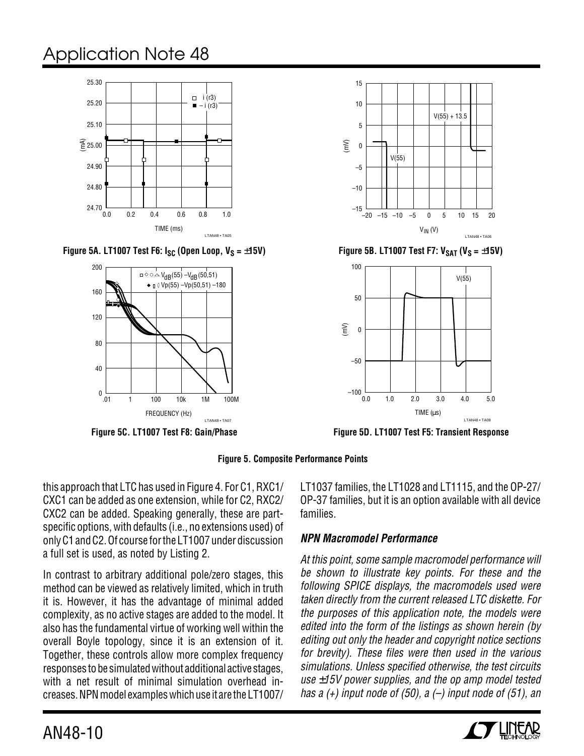Figure 5A. LT1007 Test F6: $I_{SC}$ (Open Loop, $V_S$ = ±15V)

Figure 5B. LT1007 Test F7: $V_{SAT}$ ($V_S$ = ±15V)

Figure 5C. LT1007 Test F8: Gain/Phase

Figure 5D. LT1007 Test F5: Transient Response

**Figure 5. Composite Performance Points**

this approach that LTC has used in Figure 4. For C1, RXC1/CXC1 can be added as one extension, while for C2, RXC2/CXC2 can be added. Speaking generally, these are part-specific options, with defaults (i.e., no extensions used) of only C1 and C2. Of course for the LT1007 under discussion a full set is used, as noted by Listing 2.

In contrast to arbitrary additional pole/zero stages, this method can be viewed as relatively limited, which in truth it is. However, it has the advantage of minimal added complexity, as no active stages are added to the model. It also has the fundamental virtue of working well within the overall Boyle topology, since it is an extension of it. Together, these controls allow more complex frequency responses to be simulated without additional active stages, with a net result of minimal simulation overhead increases. NPN model examples which use it are the LT1007/LT1037 families, the LT1028 and LT1115, and the OP-27/OP-37 families, but it is an option available with all device families.

### *NPN Macromodel Performance*

*At this point, some sample macromodel performance will be shown to illustrate key points. For these and the following SPICE displays, the macromodels used were taken directly from the current released LTC diskette. For the purposes of this application note, the models were edited into the form of the listings as shown herein (by editing out only the header and copyright notice sections for brevity). These files were then used in the various simulations. Unless specified otherwise, the test circuits use ±15V power supplies, and the op amp model tested has a (+) input node of (50), a (–) input node of (51), an*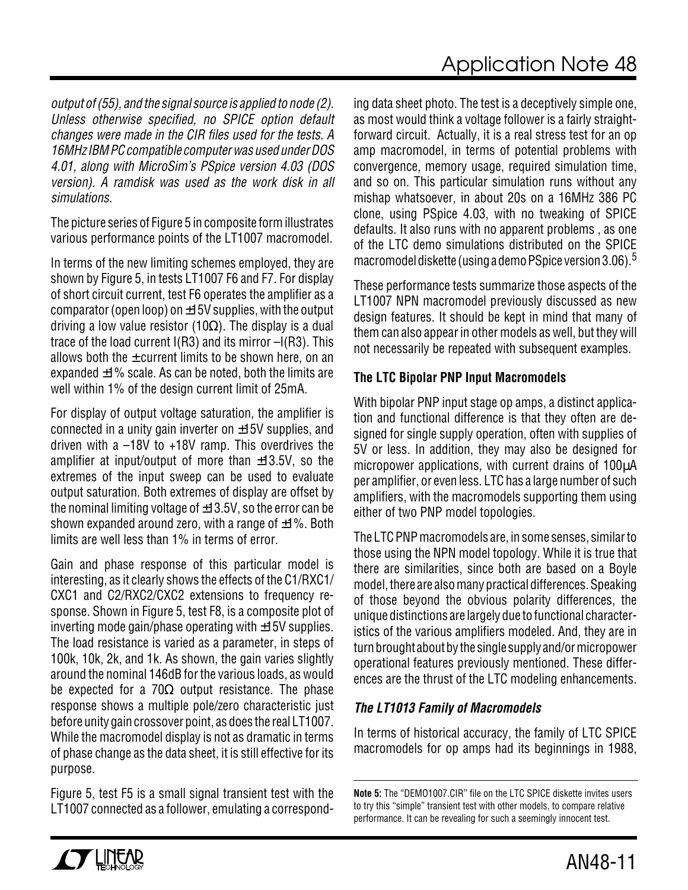*output of (55), and the signal source is applied to node (2). Unless otherwise specified, no SPICE option default changes were made in the CIR files used for the tests. A 16MHz IBM PC compatible computer was used under DOS 4.01, along with MicroSim's PSpice version 4.03 (DOS version). A ramdisk was used as the work disk in all simulations.*

The picture series of Figure 5 in composite form illustrates various performance points of the LT1007 macromodel.

In terms of the new limiting schemes employed, they are shown by Figure 5, in tests LT1007 F6 and F7. For display of short circuit current, test F6 operates the amplifier as a comparator (open loop) on ±15V supplies, with the output driving a low value resistor (10Ω). The display is a dual trace of the load current I(R3) and its mirror –I(R3). This allows both the ± current limits to be shown here, on an expanded ±1% scale. As can be noted, both the limits are well within 1% of the design current limit of 25mA.

For display of output voltage saturation, the amplifier is connected in a unity gain inverter on ±15V supplies, and driven with a –18V to +18V ramp. This overdrives the amplifier at input/output of more than ±13.5V, so the extremes of the input sweep can be used to evaluate output saturation. Both extremes of display are offset by the nominal limiting voltage of ±13.5V, so the error can be shown expanded around zero, with a range of ±1%. Both limits are well less than 1% in terms of error.

Gain and phase response of this particular model is interesting, as it clearly shows the effects of the C1/RXC1/CXC1 and C2/RXC2/CXC2 extensions to frequency response. Shown in Figure 5, test F8, is a composite plot of inverting mode gain/phase operating with ±15V supplies. The load resistance is varied as a parameter, in steps of 100k, 10k, 2k, and 1k. As shown, the gain varies slightly around the nominal 146dB for the various loads, as would be expected for a 70Ω output resistance. The phase response shows a multiple pole/zero characteristic just before unity gain crossover point, as does the real LT1007. While the macromodel display is not as dramatic in terms of phase change as the data sheet, it is still effective for its purpose.

Figure 5, test F5 is a small signal transient test with the LT1007 connected as a follower, emulating a corresponding data sheet photo. The test is a deceptively simple one, as most would think a voltage follower is a fairly straightforward circuit. Actually, it is a real stress test for an op amp macromodel, in terms of potential problems with convergence, memory usage, required simulation time, and so on. This particular simulation runs without any mishap whatsoever, in about 20s on a 16MHz 386 PC clone, using PSpice 4.03, with no tweaking of SPICE defaults. It also runs with no apparent problems , as one of the LTC demo simulations distributed on the SPICE macromodel diskette (using a demo PSpice version 3.06).[5]

These performance tests summarize those aspects of the LT1007 NPN macromodel previously discussed as new design features. It should be kept in mind that many of them can also appear in other models as well, but they will not necessarily be repeated with subsequent examples.

### The LTC Bipolar PNP Input Macromodels

With bipolar PNP input stage op amps, a distinct application and functional difference is that they often are designed for single supply operation, often with supplies of 5V or less. In addition, they may also be designed for micropower applications, with current drains of 100µA per amplifier, or even less. LTC has a large number of such amplifiers, with the macromodels supporting them using either of two PNP model topologies.

The LTC PNP macromodels are, in some senses, similar to those using the NPN model topology. While it is true that there are similarities, since both are based on a Boyle model, there are also many practical differences. Speaking of those beyond the obvious polarity differences, the unique distinctions are largely due to functional characteristics of the various amplifiers modeled. And, they are in turn brought about by the single supply and/or micropower operational features previously mentioned. These differences are the thrust of the LTC modeling enhancements.

#### *The LT1013 Family of Macromodels*

In terms of historical accuracy, the family of LTC SPICE macromodels for op amps had its beginnings in 1988,

**Note 5:** The "DEMO1007.CIR" file on the LTC SPICE diskette invites users to try this "simple" transient test with other models, to compare relative performance. It can be revealing for such a seemingly innocent test.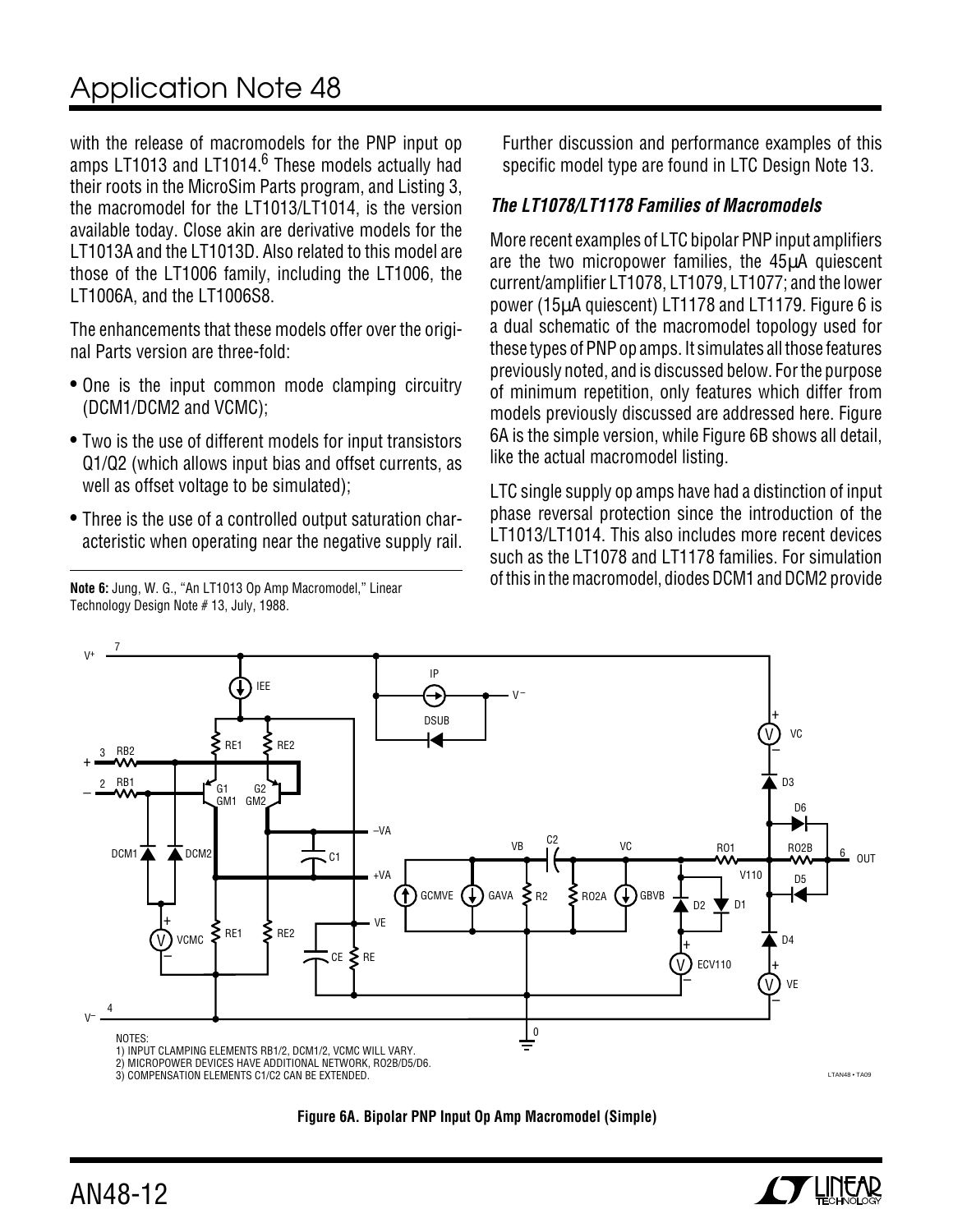with the release of macromodels for the PNP input op amps LT1013 and LT1014.[6] These models actually had their roots in the MicroSim Parts program, and Listing 3, the macromodel for the LT1013/LT1014, is the version available today. Close akin are derivative models for the LT1013A and the LT1013D. Also related to this model are those of the LT1006 family, including the LT1006, the LT1006A, and the LT1006S8.

The enhancements that these models offer over the original Parts version are three-fold:

- One is the input common mode clamping circuitry (DCM1/DCM2 and VCMC);
- Two is the use of different models for input transistors Q1/Q2 (which allows input bias and offset currents, as well as offset voltage to be simulated);
- Three is the use of a controlled output saturation characteristic when operating near the negative supply rail.

Further discussion and performance examples of this specific model type are found in LTC Design Note 13.

### *The LT1078/LT1178 Families of Macromodels*

More recent examples of LTC bipolar PNP input amplifiers are the two micropower families, the 45μA quiescent current/amplifier LT1078, LT1079, LT1077; and the lower power (15μA quiescent) LT1178 and LT1179. Figure 6 is a dual schematic of the macromodel topology used for these types of PNP op amps. It simulates all those features previously noted, and is discussed below. For the purpose of minimum repetition, only features which differ from models previously discussed are addressed here. Figure 6A is the simple version, while Figure 6B shows all detail, like the actual macromodel listing.

LTC single supply op amps have had a distinction of input phase reversal protection since the introduction of the LT1013/LT1014. This also includes more recent devices such as the LT1078 and LT1178 families. For simulation of this in the macromodel, diodes DCM1 and DCM2 provide

**Note 6:** Jung, W. G., "An LT1013 Op Amp Macromodel," Linear Technology Design Note # 13, July, 1988.

NOTES:
1) INPUT CLAMPING ELEMENTS RB1/2, DCM1/2, VCMC WILL VARY.
2) MICROPOWER DEVICES HAVE ADDITIONAL NETWORK, RO2B/D5/D6.
3) COMPENSATION ELEMENTS C1/C2 CAN BE EXTENDED.

**Figure 6A. Bipolar PNP Input Op Amp Macromodel (Simple)**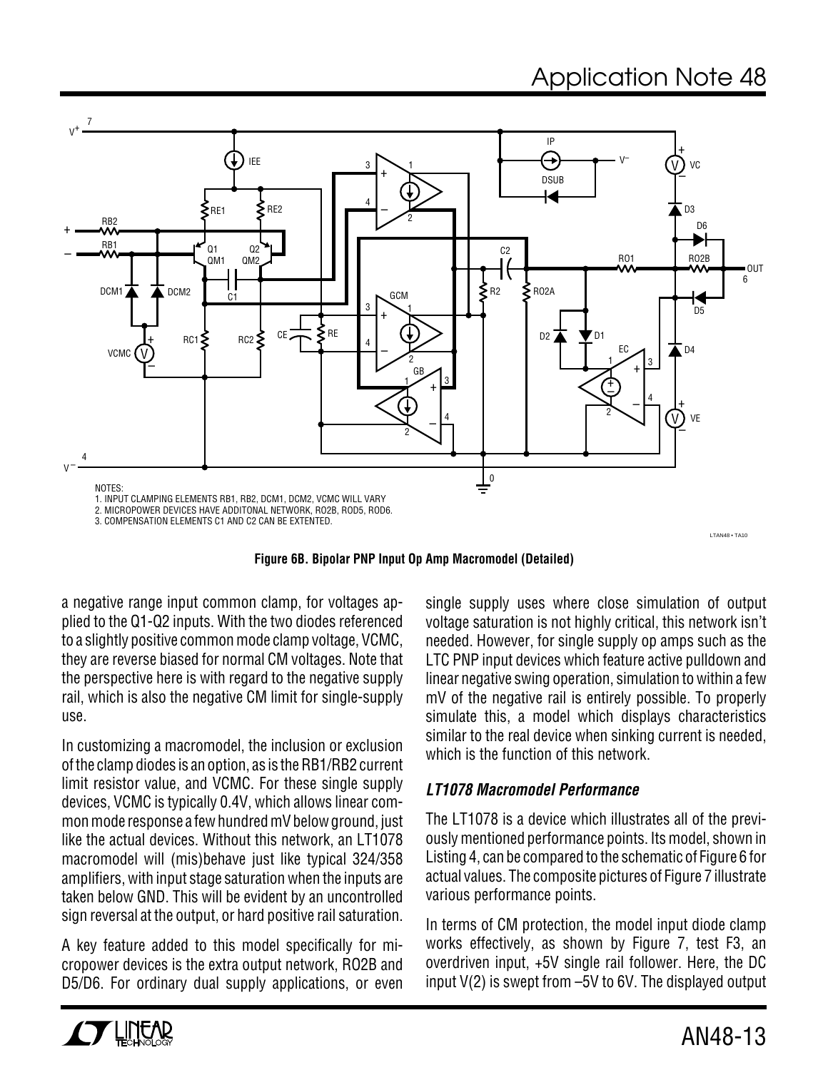NOTES:
1. INPUT CLAMPING ELEMENTS RB1, RB2, DCM1, DCM2, VCMC WILL VARY
2. MICROPOWER DEVICES HAVE ADDITONAL NETWORK, RO2B, ROD5, ROD6.
3. COMPENSATION ELEMENTS C1 AND C2 CAN BE EXTENTED.

**Figure 6B. Bipolar PNP Input Op Amp Macromodel (Detailed)**

a negative range input common clamp, for voltages applied to the Q1-Q2 inputs. With the two diodes referenced to a slightly positive common mode clamp voltage, VCMC, they are reverse biased for normal CM voltages. Note that the perspective here is with regard to the negative supply rail, which is also the negative CM limit for single-supply use.

In customizing a macromodel, the inclusion or exclusion of the clamp diodes is an option, as is the RB1/RB2 current limit resistor value, and VCMC. For these single supply devices, VCMC is typically 0.4V, which allows linear common mode response a few hundred mV below ground, just like the actual devices. Without this network, an LT1078 macromodel will (mis)behave just like typical 324/358 amplifiers, with input stage saturation when the inputs are taken below GND. This will be evident by an uncontrolled sign reversal at the output, or hard positive rail saturation.

A key feature added to this model specifically for micropower devices is the extra output network, RO2B and D5/D6. For ordinary dual supply applications, or even single supply uses where close simulation of output voltage saturation is not highly critical, this network isn't needed. However, for single supply op amps such as the LTC PNP input devices which feature active pulldown and linear negative swing operation, simulation to within a few mV of the negative rail is entirely possible. To properly simulate this, a model which displays characteristics similar to the real device when sinking current is needed, which is the function of this network.

### *LT1078 Macromodel Performance*

The LT1078 is a device which illustrates all of the previously mentioned performance points. Its model, shown in Listing 4, can be compared to the schematic of Figure 6 for actual values. The composite pictures of Figure 7 illustrate various performance points.

In terms of CM protection, the model input diode clamp works effectively, as shown by Figure 7, test F3, an overdriven input, +5V single rail follower. Here, the DC input V(2) is swept from –5V to 6V. The displayed output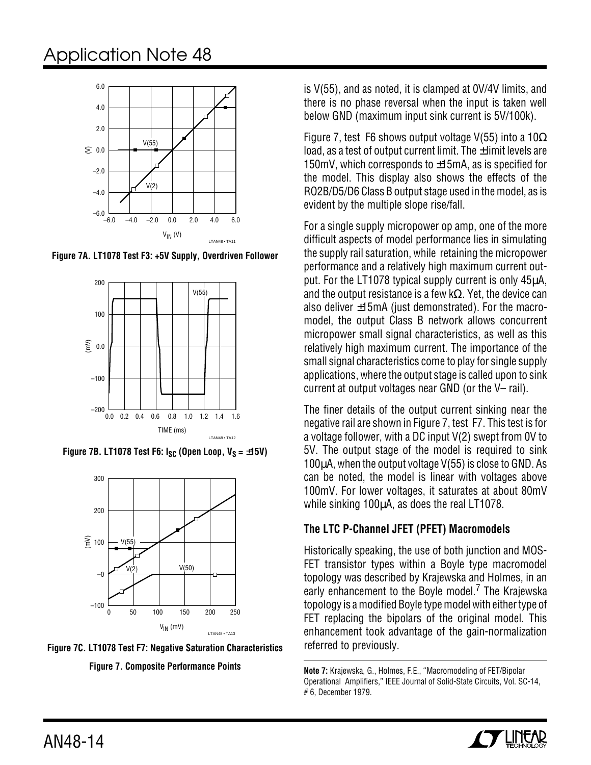Figure 7A. LT1078 Test F3: +5V Supply, Overdriven Follower

Figure 7B. LT1078 Test F6: $I_{SC}$ (Open Loop, $V_S$ = ±15V)

Figure 7C. LT1078 Test F7: Negative Saturation Characteristics

Figure 7. Composite Performance Points

is V(55), and as noted, it is clamped at 0V/4V limits, and there is no phase reversal when the input is taken well below GND (maximum input sink current is 5V/100k).

Figure 7, test F6 shows output voltage V(55) into a 10Ω load, as a test of output current limit. The ±limit levels are 150mV, which corresponds to ±15mA, as is specified for the model. This display also shows the effects of the RO2B/D5/D6 Class B output stage used in the model, as is evident by the multiple slope rise/fall.

For a single supply micropower op amp, one of the more difficult aspects of model performance lies in simulating the supply rail saturation, while retaining the micropower performance and a relatively high maximum current output. For the LT1078 typical supply current is only 45μA, and the output resistance is a few kΩ. Yet, the device can also deliver ±15mA (just demonstrated). For the macromodel, the output Class B network allows concurrent micropower small signal characteristics, as well as this relatively high maximum current. The importance of the small signal characteristics come to play for single supply applications, where the output stage is called upon to sink current at output voltages near GND (or the V– rail).

The finer details of the output current sinking near the negative rail are shown in Figure 7, test F7. This test is for a voltage follower, with a DC input V(2) swept from 0V to 5V. The output stage of the model is required to sink 100μA, when the output voltage V(55) is close to GND. As can be noted, the model is linear with voltages above 100mV. For lower voltages, it saturates at about 80mV while sinking 100μA, as does the real LT1078.

### The LTC P-Channel JFET (PFET) Macromodels

Historically speaking, the use of both junction and MOSFET transistor types within a Boyle type macromodel topology was described by Krajewska and Holmes, in an early enhancement to the Boyle model.[7] The Krajewska topology is a modified Boyle type model with either type of FET replacing the bipolars of the original model. This enhancement took advantage of the gain-normalization referred to previously.

**Note 7:** Krajewska, G., Holmes, F.E., "Macromodeling of FET/Bipolar Operational Amplifiers," IEEE Journal of Solid-State Circuits, Vol. SC-14, # 6, December 1979.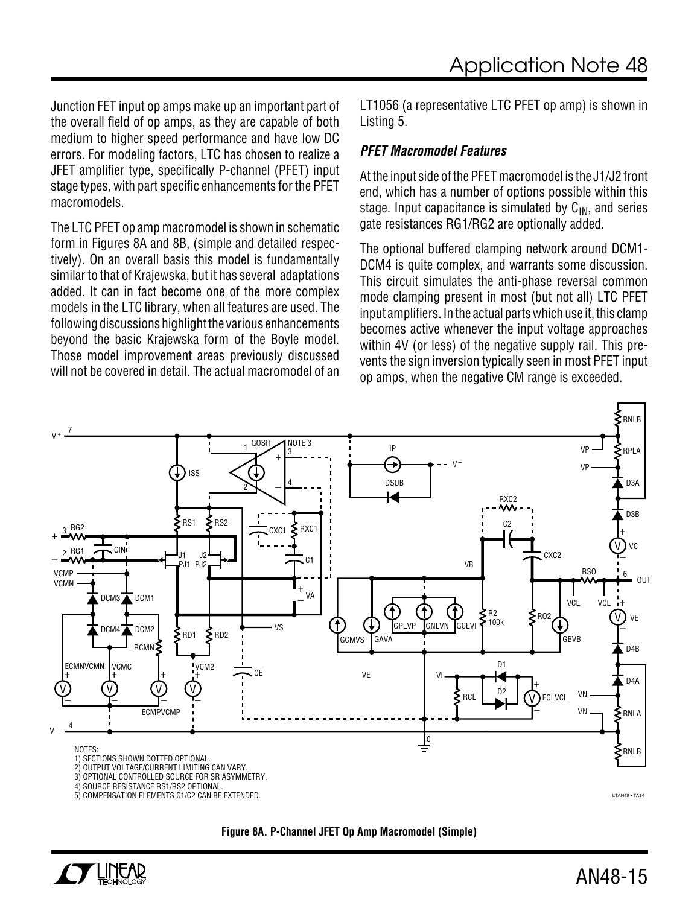Junction FET input op amps make up an important part of the overall field of op amps, as they are capable of both medium to higher speed performance and have low DC errors. For modeling factors, LTC has chosen to realize a JFET amplifier type, specifically P-channel (PFET) input stage types, with part specific enhancements for the PFET macromodels.

The LTC PFET op amp macromodel is shown in schematic form in Figures 8A and 8B, (simple and detailed respectively). On an overall basis this model is fundamentally similar to that of Krajewska, but it has several adaptations added. It can in fact become one of the more complex models in the LTC library, when all features are used. The following discussions highlight the various enhancements beyond the basic Krajewska form of the Boyle model. Those model improvement areas previously discussed will not be covered in detail. The actual macromodel of an LT1056 (a representative LTC PFET op amp) is shown in Listing 5.

### *PFET Macromodel Features*

At the input side of the PFET macromodel is the J1/J2 front end, which has a number of options possible within this stage. Input capacitance is simulated by $C_{IN}$, and series gate resistances RG1/RG2 are optionally added.

The optional buffered clamping network around DCM1-DCM4 is quite complex, and warrants some discussion. This circuit simulates the anti-phase reversal common mode clamping present in most (but not all) LTC PFET input amplifiers. In the actual parts which use it, this clamp becomes active whenever the input voltage approaches within 4V (or less) of the negative supply rail. This prevents the sign inversion typically seen in most PFET input op amps, when the negative CM range is exceeded.

NOTES:
1) SECTIONS SHOWN DOTTED OPTIONAL.
2) OUTPUT VOLTAGE/CURRENT LIMITING CAN VARY.
3) OPTIONAL CONTROLLED SOURCE FOR SR ASYMMETRY.
4) SOURCE RESISTANCE RS1/RS2 OPTIONAL.
5) COMPENSATION ELEMENTS C1/C2 CAN BE EXTENDED.

**Figure 8A. P-Channel JFET Op Amp Macromodel (Simple)**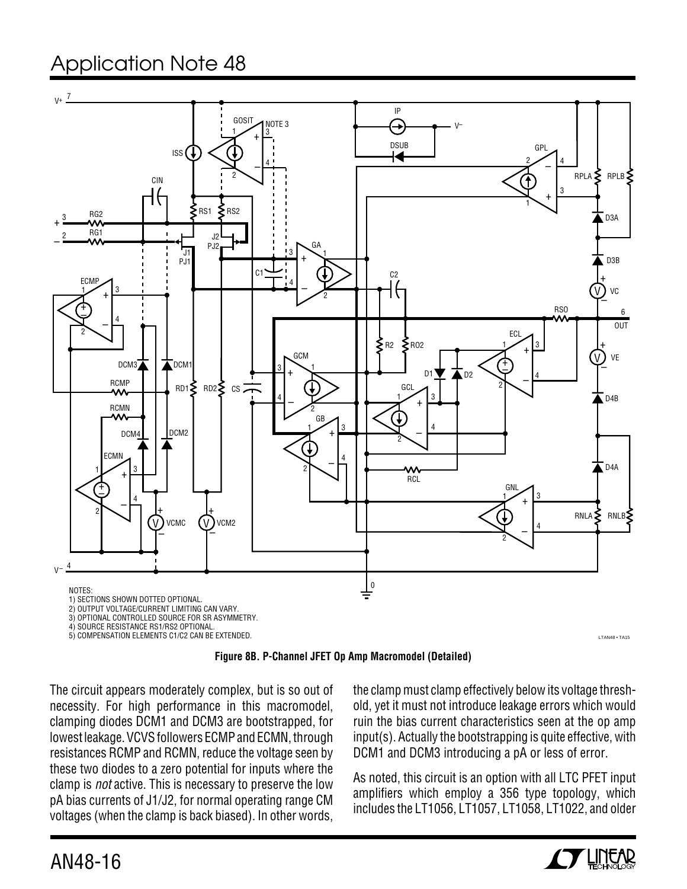NOTES:
1) SECTIONS SHOWN DOTTED OPTIONAL.
2) OUTPUT VOLTAGE/CURRENT LIMITING CAN VARY.
3) OPTIONAL CONTROLLED SOURCE FOR SR ASYMMETRY.
4) SOURCE RESISTANCE RS1/RS2 OPTIONAL.
5) COMPENSATION ELEMENTS C1/C2 CAN BE EXTENDED.

**Figure 8B. P-Channel JFET Op Amp Macromodel (Detailed)**

The circuit appears moderately complex, but is so out of necessity. For high performance in this macromodel, clamping diodes DCM1 and DCM3 are bootstrapped, for lowest leakage. VCVS followers ECMP and ECMN, through resistances RCMP and RCMN, reduce the voltage seen by these two diodes to a zero potential for inputs where the clamp is *not* active. This is necessary to preserve the low pA bias currents of J1/J2, for normal operating range CM voltages (when the clamp is back biased). In other words, the clamp must clamp effectively below its voltage threshold, yet it must not introduce leakage errors which would ruin the bias current characteristics seen at the op amp input(s). Actually the bootstrapping is quite effective, with DCM1 and DCM3 introducing a pA or less of error.

As noted, this circuit is an option with all LTC PFET input amplifiers which employ a 356 type topology, which includes the LT1056, LT1057, LT1058, LT1022, and older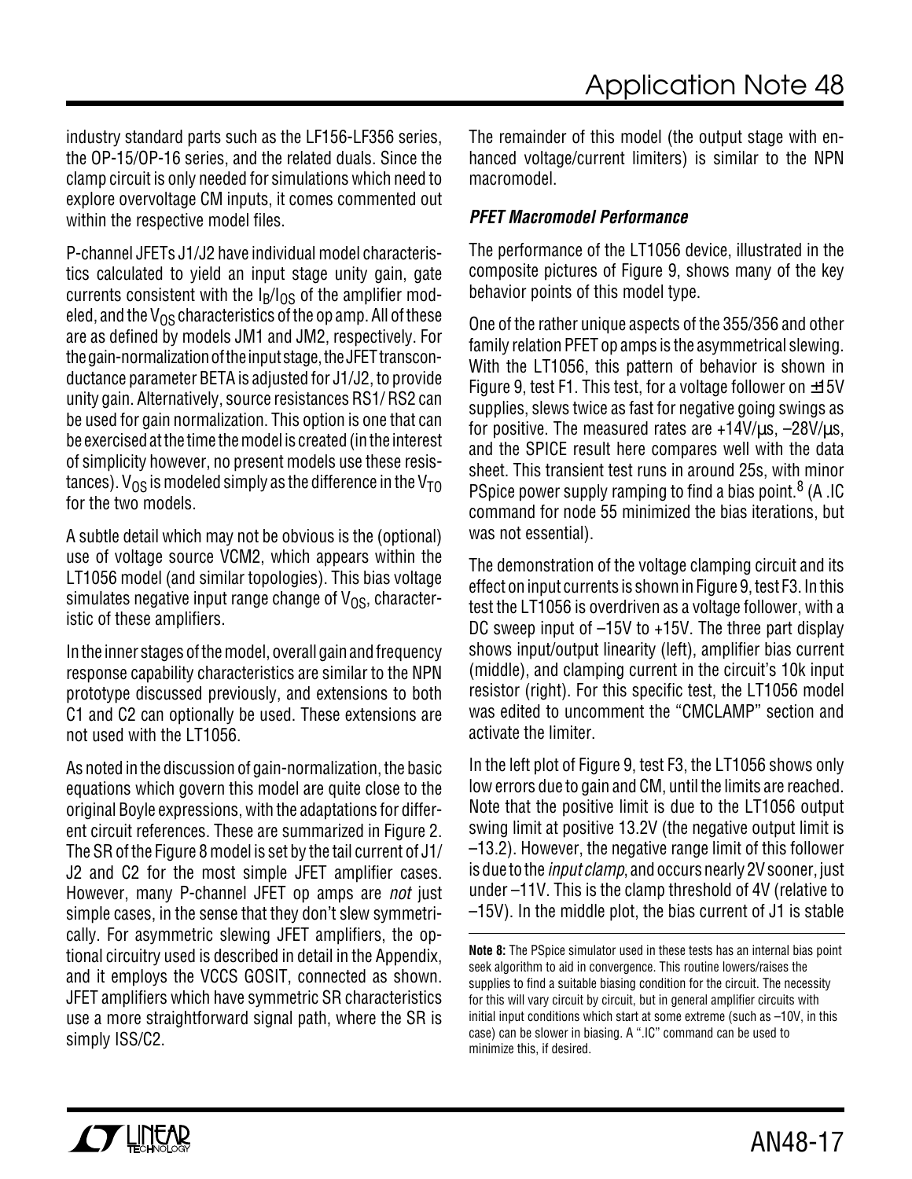industry standard parts such as the LF156-LF356 series, the OP-15/OP-16 series, and the related duals. Since the clamp circuit is only needed for simulations which need to explore overvoltage CM inputs, it comes commented out within the respective model files.

P-channel JFETs J1/J2 have individual model characteristics calculated to yield an input stage unity gain, gate currents consistent with the $I_B/I_{OS}$ of the amplifier modeled, and the $V_{OS}$ characteristics of the op amp. All of these are as defined by models JM1 and JM2, respectively. For the gain-normalization of the input stage, the JFET transconductance parameter BETA is adjusted for J1/J2, to provide unity gain. Alternatively, source resistances RS1/ RS2 can be used for gain normalization. This option is one that can be exercised at the time the model is created (in the interest of simplicity however, no present models use these resistances). $V_{OS}$ is modeled simply as the difference in the $V_{TO}$ for the two models.

A subtle detail which may not be obvious is the (optional) use of voltage source VCM2, which appears within the LT1056 model (and similar topologies). This bias voltage simulates negative input range change of $V_{OS}$, characteristic of these amplifiers.

In the inner stages of the model, overall gain and frequency response capability characteristics are similar to the NPN prototype discussed previously, and extensions to both C1 and C2 can optionally be used. These extensions are not used with the LT1056.

As noted in the discussion of gain-normalization, the basic equations which govern this model are quite close to the original Boyle expressions, with the adaptations for different circuit references. These are summarized in Figure 2. The SR of the Figure 8 model is set by the tail current of J1/J2 and C2 for the most simple JFET amplifier cases. However, many P-channel JFET op amps are *not* just simple cases, in the sense that they don't slew symmetrically. For asymmetric slewing JFET amplifiers, the optional circuitry used is described in detail in the Appendix, and it employs the VCCS GOSIT, connected as shown. JFET amplifiers which have symmetric SR characteristics use a more straightforward signal path, where the SR is simply ISS/C2.

The remainder of this model (the output stage with enhanced voltage/current limiters) is similar to the NPN macromodel.

### *PFET Macromodel Performance*

The performance of the LT1056 device, illustrated in the composite pictures of Figure 9, shows many of the key behavior points of this model type.

One of the rather unique aspects of the 355/356 and other family relation PFET op amps is the asymmetrical slewing. With the LT1056, this pattern of behavior is shown in Figure 9, test F1. This test, for a voltage follower on ±15V supplies, slews twice as fast for negative going swings as for positive. The measured rates are +14V/µs, –28V/µs, and the SPICE result here compares well with the data sheet. This transient test runs in around 25s, with minor PSpice power supply ramping to find a bias point.[8] (A .IC command for node 55 minimized the bias iterations, but was not essential).

The demonstration of the voltage clamping circuit and its effect on input currents is shown in Figure 9, test F3. In this test the LT1056 is overdriven as a voltage follower, with a DC sweep input of –15V to +15V. The three part display shows input/output linearity (left), amplifier bias current (middle), and clamping current in the circuit's 10k input resistor (right). For this specific test, the LT1056 model was edited to uncomment the "CMCLAMP" section and activate the limiter.

In the left plot of Figure 9, test F3, the LT1056 shows only low errors due to gain and CM, until the limits are reached. Note that the positive limit is due to the LT1056 output swing limit at positive 13.2V (the negative output limit is –13.2). However, the negative range limit of this follower is due to the *input clamp*, and occurs nearly 2V sooner, just under –11V. This is the clamp threshold of 4V (relative to –15V). In the middle plot, the bias current of J1 is stable

**Note 8:** The PSpice simulator used in these tests has an internal bias point seek algorithm to aid in convergence. This routine lowers/raises the supplies to find a suitable biasing condition for the circuit. The necessity for this will vary circuit by circuit, but in general amplifier circuits with initial input conditions which start at some extreme (such as –10V, in this case) can be slower in biasing. A ".IC" command can be used to minimize this, if desired.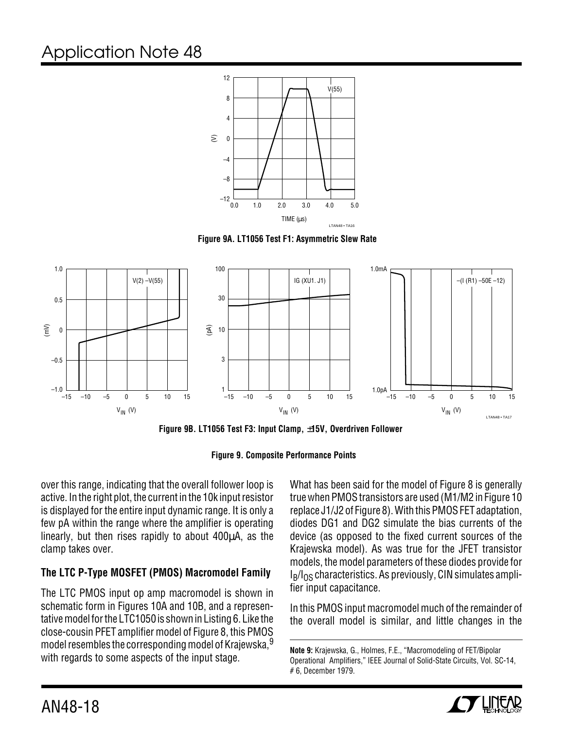Figure 9A. LT1056 Test F1: Asymmetric Slew Rate

Figure 9B. LT1056 Test F3: Input Clamp, ±15V, Overdriven Follower

Figure 9. Composite Performance Points

over this range, indicating that the overall follower loop is active. In the right plot, the current in the 10k input resistor is displayed for the entire input dynamic range. It is only a few pA within the range where the amplifier is operating linearly, but then rises rapidly to about 400μA, as the clamp takes over.

### The LTC P-Type MOSFET (PMOS) Macromodel Family

The LTC PMOS input op amp macromodel is shown in schematic form in Figures 10A and 10B, and a representative model for the LTC1050 is shown in Listing 6. Like the close-cousin PFET amplifier model of Figure 8, this PMOS model resembles the corresponding model of Krajewska,[9] with regards to some aspects of the input stage.

What has been said for the model of Figure 8 is generally true when PMOS transistors are used (M1/M2 in Figure 10 replace J1/J2 of Figure 8). With this PMOS FET adaptation, diodes DG1 and DG2 simulate the bias currents of the device (as opposed to the fixed current sources of the Krajewska model). As was true for the JFET transistor models, the model parameters of these diodes provide for $I_B/I_{OS}$ characteristics. As previously, CIN simulates amplifier input capacitance.

In this PMOS input macromodel much of the remainder of the overall model is similar, and little changes in the

**Note 9:** Krajewska, G., Holmes, F.E., "Macromodeling of FET/Bipolar Operational Amplifiers," IEEE Journal of Solid-State Circuits, Vol. SC-14, # 6, December 1979.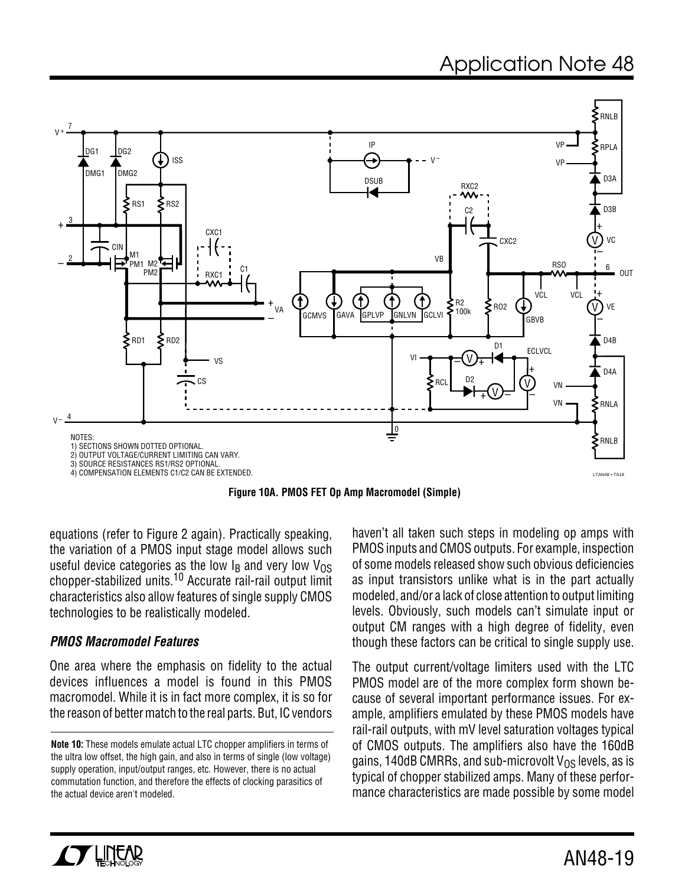NOTES:
1) SECTIONS SHOWN DOTTED OPTIONAL.
2) OUTPUT VOLTAGE/CURRENT LIMITING CAN VARY.
3) SOURCE RESISTANCES RS1/RS2 OPTIONAL.
4) COMPENSATION ELEMENTS C1/C2 CAN BE EXTENDED.

**Figure 10A. PMOS FET Op Amp Macromodel (Simple)**

equations (refer to Figure 2 again). Practically speaking, the variation of a PMOS input stage model allows such useful device categories as the low $I_B$ and very low $V_{OS}$ chopper-stabilized units.[10] Accurate rail-rail output limit characteristics also allow features of single supply CMOS technologies to be realistically modeled.

### *PMOS Macromodel Features*

One area where the emphasis on fidelity to the actual devices influences a model is found in this PMOS macromodel. While it is in fact more complex, it is so for the reason of better match to the real parts. But, IC vendors haven't all taken such steps in modeling op amps with PMOS inputs and CMOS outputs. For example, inspection of some models released show such obvious deficiencies as input transistors unlike what is in the part actually modeled, and/or a lack of close attention to output limiting levels. Obviously, such models can't simulate input or output CM ranges with a high degree of fidelity, even though these factors can be critical to single supply use.

The output current/voltage limiters used with the LTC PMOS model are of the more complex form shown because of several important performance issues. For example, amplifiers emulated by these PMOS models have rail-rail outputs, with mV level saturation voltages typical of CMOS outputs. The amplifiers also have the 160dB gains, 140dB CMRRs, and sub-microvolt $V_{OS}$ levels, as is typical of chopper stabilized amps. Many of these performance characteristics are made possible by some model

**Note 10:** These models emulate actual LTC chopper amplifiers in terms of the ultra low offset, the high gain, and also in terms of single (low voltage) supply operation, input/output ranges, etc. However, there is no actual commutation function, and therefore the effects of clocking parasitics of the actual device aren't modeled.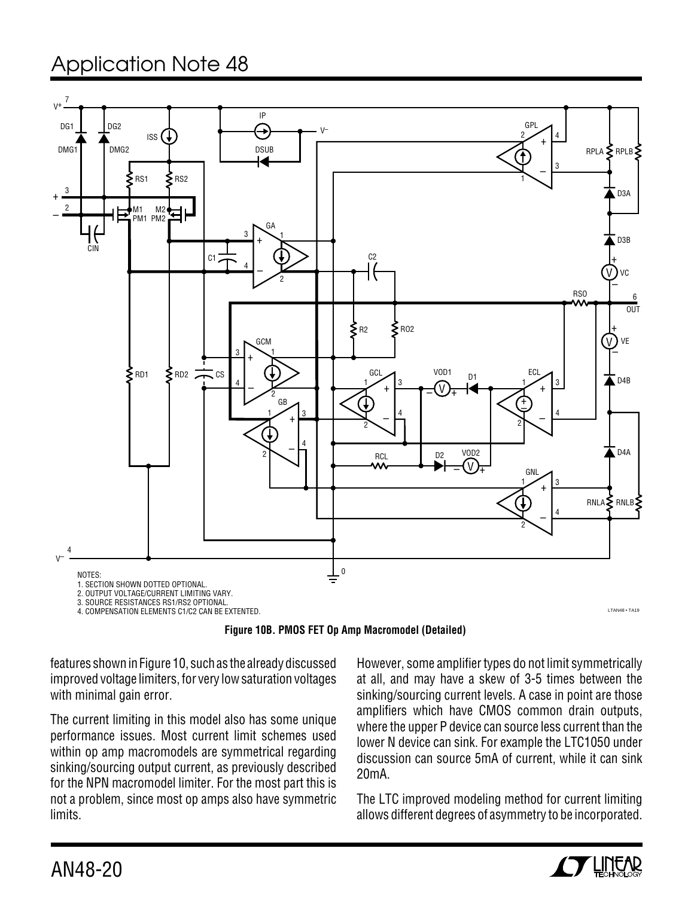NOTES:
1. SECTION SHOWN DOTTED OPTIONAL.
2. OUTPUT VOLTAGE/CURRENT LIMITING VARY.
3. SOURCE RESISTANCES RS1/RS2 OPTIONAL.
4. COMPENSATION ELEMENTS C1/C2 CAN BE EXTENTED.

**Figure 10B. PMOS FET Op Amp Macromodel (Detailed)**

features shown in Figure 10, such as the already discussed improved voltage limiters, for very low saturation voltages with minimal gain error.

The current limiting in this model also has some unique performance issues. Most current limit schemes used within op amp macromodels are symmetrical regarding sinking/sourcing output current, as previously described for the NPN macromodel limiter. For the most part this is not a problem, since most op amps also have symmetric limits.

However, some amplifier types do not limit symmetrically at all, and may have a skew of 3-5 times between the sinking/sourcing current levels. A case in point are those amplifiers which have CMOS common drain outputs, where the upper P device can source less current than the lower N device can sink. For example the LTC1050 under discussion can source 5mA of current, while it can sink 20mA.

The LTC improved modeling method for current limiting allows different degrees of asymmetry to be incorporated.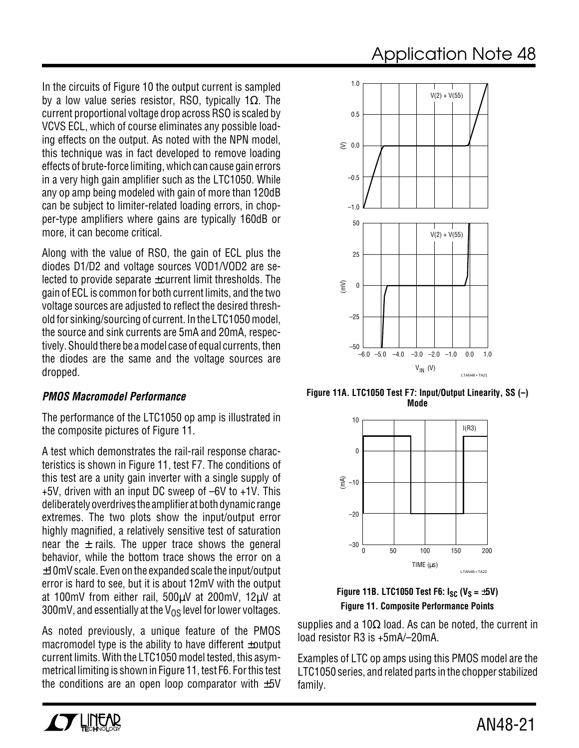In the circuits of Figure 10 the output current is sampled by a low value series resistor, RSO, typically 1Ω. The current proportional voltage drop across RSO is scaled by VCVS ECL, which of course eliminates any possible loading effects on the output. As noted with the NPN model, this technique was in fact developed to remove loading effects of brute-force limiting, which can cause gain errors in a very high gain amplifier such as the LTC1050. While any op amp being modeled with gain of more than 120dB can be subject to limiter-related loading errors, in chopper-type amplifiers where gains are typically 160dB or more, it can become critical.

Along with the value of RSO, the gain of ECL plus the diodes D1/D2 and voltage sources VOD1/VOD2 are selected to provide separate ±current limit thresholds. The gain of ECL is common for both current limits, and the two voltage sources are adjusted to reflect the desired threshold for sinking/sourcing of current. In the LTC1050 model, the source and sink currents are 5mA and 20mA, respectively. Should there be a model case of equal currents, then the diodes are the same and the voltage sources are dropped.

### *PMOS Macromodel Performance*

The performance of the LTC1050 op amp is illustrated in the composite pictures of Figure 11.

A test which demonstrates the rail-rail response characteristics is shown in Figure 11, test F7. The conditions of this test are a unity gain inverter with a single supply of +5V, driven with an input DC sweep of –6V to +1V. This deliberately overdrives the amplifier at both dynamic range extremes. The two plots show the input/output error highly magnified, a relatively sensitive test of saturation near the ± rails. The upper trace shows the general behavior, while the bottom trace shows the error on a ±10mV scale. Even on the expanded scale the input/output error is hard to see, but it is about 12mV with the output at 100mV from either rail, 500μV at 200mV, 12μV at 300mV, and essentially at the $V_{OS}$ level for lower voltages.

As noted previously, a unique feature of the PMOS macromodel type is the ability to have different ±output current limits. With the LTC1050 model tested, this asymmetrical limiting is shown in Figure 11, test F6. For this test the conditions are an open loop comparator with ±5V supplies and a 10Ω load. As can be noted, the current in load resistor R3 is +5mA/–20mA.

Examples of LTC op amps using this PMOS model are the LTC1050 series, and related parts in the chopper stabilized family.

**Figure 11A. LTC1050 Test F7: Input/Output Linearity, SS (–) Mode**

**Figure 11B. LTC1050 Test F6: $I_{SC}$ ($V_S$ = ±5V)**

**Figure 11. Composite Performance Points**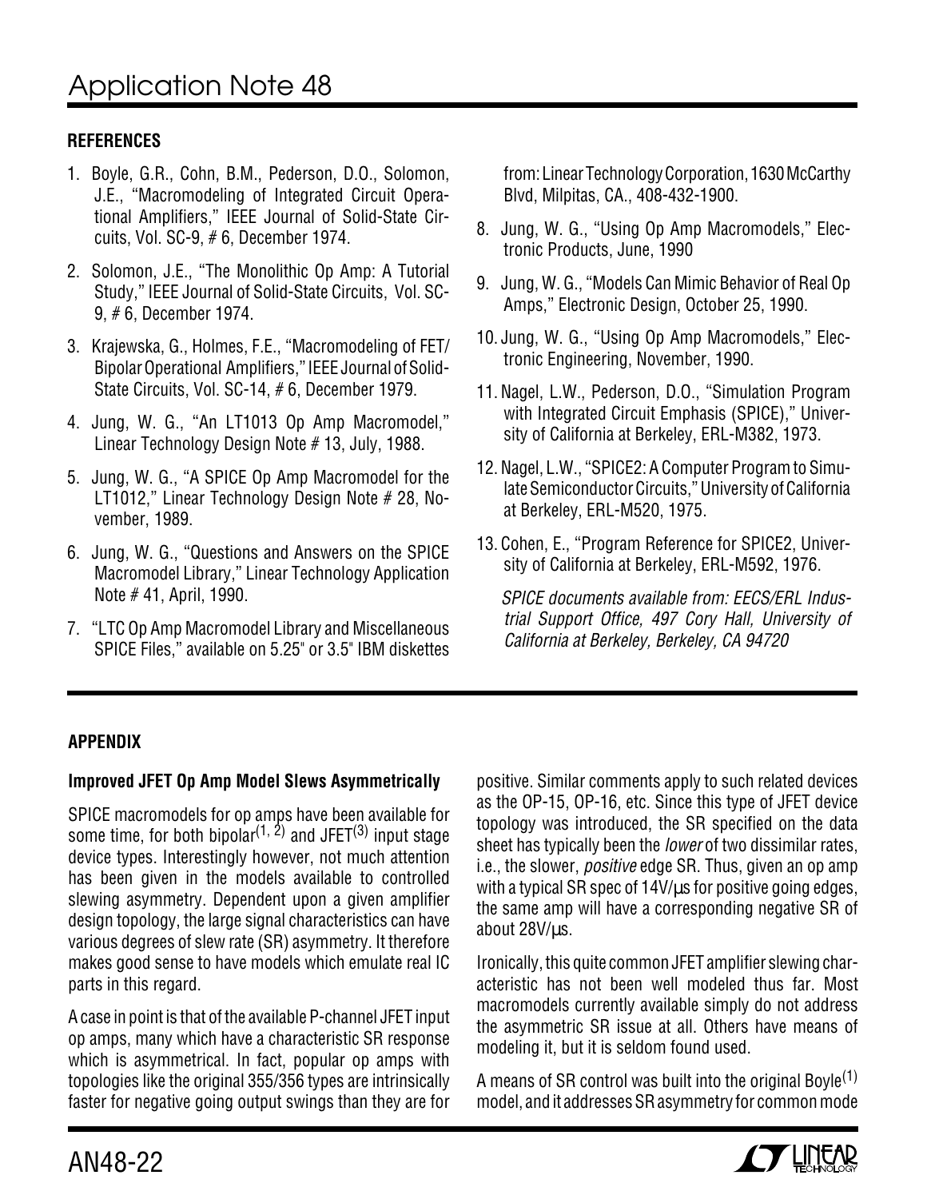## REFERENCES

1. Boyle, G.R., Cohn, B.M., Pederson, D.O., Solomon, J.E., "Macromodeling of Integrated Circuit Operational Amplifiers," IEEE Journal of Solid-State Circuits, Vol. SC-9, # 6, December 1974.
2. Solomon, J.E., "The Monolithic Op Amp: A Tutorial Study," IEEE Journal of Solid-State Circuits, Vol. SC-9, # 6, December 1974.
3. Krajewska, G., Holmes, F.E., "Macromodeling of FET/Bipolar Operational Amplifiers," IEEE Journal of Solid-State Circuits, Vol. SC-14, # 6, December 1979.
4. Jung, W. G., "An LT1013 Op Amp Macromodel," Linear Technology Design Note # 13, July, 1988.
5. Jung, W. G., "A SPICE Op Amp Macromodel for the LT1012," Linear Technology Design Note # 28, November, 1989.
6. Jung, W. G., "Questions and Answers on the SPICE Macromodel Library," Linear Technology Application Note # 41, April, 1990.
7. "LTC Op Amp Macromodel Library and Miscellaneous SPICE Files," available on 5.25" or 3.5" IBM diskettes from: Linear Technology Corporation, 1630 McCarthy Blvd, Milpitas, CA., 408-432-1900.
8. Jung, W. G., "Using Op Amp Macromodels," Electronic Products, June, 1990
9. Jung, W. G., "Models Can Mimic Behavior of Real Op Amps," Electronic Design, October 25, 1990.
10. Jung, W. G., "Using Op Amp Macromodels," Electronic Engineering, November, 1990.
11. Nagel, L.W., Pederson, D.O., "Simulation Program with Integrated Circuit Emphasis (SPICE)," University of California at Berkeley, ERL-M382, 1973.
12. Nagel, L.W., "SPICE2: A Computer Program to Simulate Semiconductor Circuits," University of California at Berkeley, ERL-M520, 1975.
13. Cohen, E., "Program Reference for SPICE2, University of California at Berkeley, ERL-M592, 1976.

*SPICE documents available from: EECS/ERL Industrial Support Office, 497 Cory Hall, University of California at Berkeley, Berkeley, CA 94720*

## APPENDIX

### Improved JFET Op Amp Model Slews Asymmetrically

SPICE macromodels for op amps have been available for some time, for both bipolar[1, 2] and JFET[3] input stage device types. Interestingly however, not much attention has been given in the models available to controlled slewing asymmetry. Dependent upon a given amplifier design topology, the large signal characteristics can have various degrees of slew rate (SR) asymmetry. It therefore makes good sense to have models which emulate real IC parts in this regard.

A case in point is that of the available P-channel JFET input op amps, many which have a characteristic SR response which is asymmetrical. In fact, popular op amps with topologies like the original 355/356 types are intrinsically faster for negative going output swings than they are for positive. Similar comments apply to such related devices as the OP-15, OP-16, etc. Since this type of JFET device topology was introduced, the SR specified on the data sheet has typically been the *lower* of two dissimilar rates, i.e., the slower, *positive* edge SR. Thus, given an op amp with a typical SR spec of 14V/µs for positive going edges, the same amp will have a corresponding negative SR of about 28V/µs.

Ironically, this quite common JFET amplifier slewing characteristic has not been well modeled thus far. Most macromodels currently available simply do not address the asymmetric SR issue at all. Others have means of modeling it, but it is seldom found used.

A means of SR control was built into the original Boyle[1] model, and it addresses SR asymmetry for common mode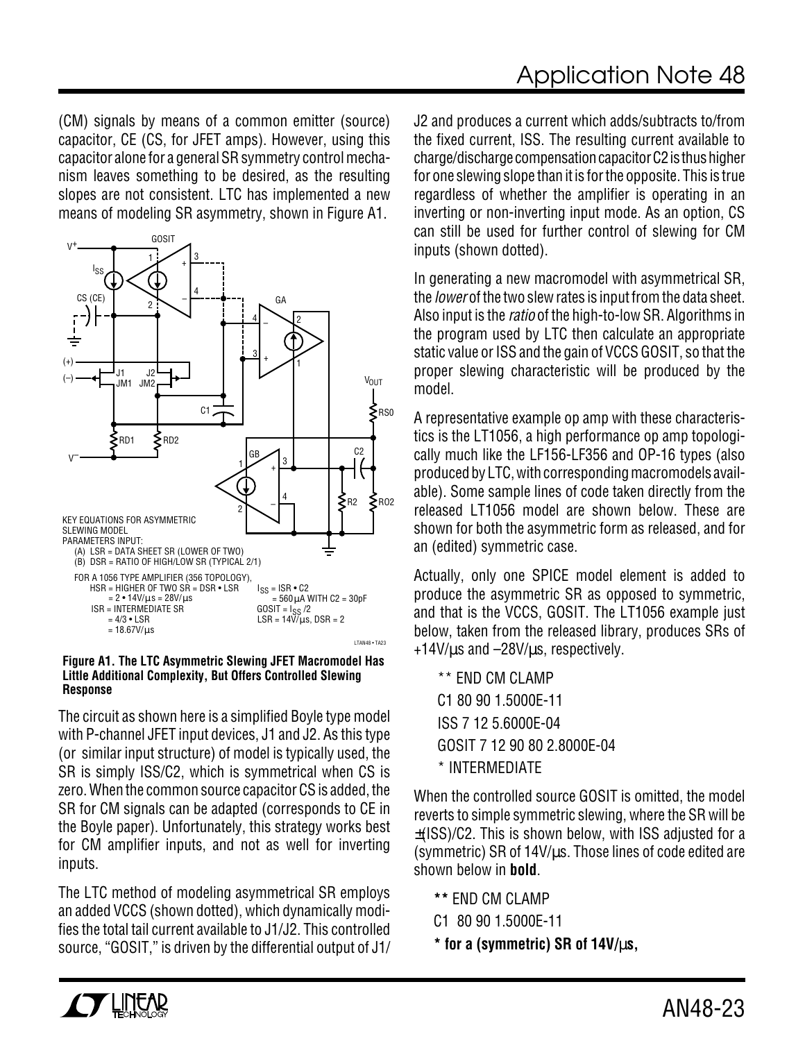(CM) signals by means of a common emitter (source) capacitor, CE (CS, for JFET amps). However, using this capacitor alone for a general SR symmetry control mechanism leaves something to be desired, as the resulting slopes are not consistent. LTC has implemented a new means of modeling SR asymmetry, shown in Figure A1.

KEY EQUATIONS FOR ASYMMETRIC SLEWING MODEL
PARAMETERS INPUT:
(A) LSR = DATA SHEET SR (LOWER OF TWO)
(B) DSR = RATIO OF HIGH/LOW SR (TYPICAL 2/1)

FOR A 1056 TYPE AMPLIFIER (356 TOPOLOGY),
HSR = HIGHER OF TWO SR = DSR • LSR = 2 • 14V/μs = 28V/μs
ISR = INTERMEDIATE SR = 4/3 • LSR = 18.67V/μs

$I_{SS}$ = ISR • C2 = 560μA WITH C2 = 30pF
GOSIT = $I_{SS}$ /2
LSR = 14V/μs, DSR = 2

**Figure A1. The LTC Asymmetric Slewing JFET Macromodel Has Little Additional Complexity, But Offers Controlled Slewing Response**

The circuit as shown here is a simplified Boyle type model with P-channel JFET input devices, J1 and J2. As this type (or similar input structure) of model is typically used, the SR is simply ISS/C2, which is symmetrical when CS is zero. When the common source capacitor CS is added, the SR for CM signals can be adapted (corresponds to CE in the Boyle paper). Unfortunately, this strategy works best for CM amplifier inputs, and not as well for inverting inputs.

The LTC method of modeling asymmetrical SR employs an added VCCS (shown dotted), which dynamically modifies the total tail current available to J1/J2. This controlled source, "GOSIT," is driven by the differential output of J1/J2 and produces a current which adds/subtracts to/from the fixed current, ISS. The resulting current available to charge/discharge compensation capacitor C2 is thus higher for one slewing slope than it is for the opposite. This is true regardless of whether the amplifier is operating in an inverting or non-inverting input mode. As an option, CS can still be used for further control of slewing for CM inputs (shown dotted).

In generating a new macromodel with asymmetrical SR, the *lower* of the two slew rates is input from the data sheet. Also input is the *ratio* of the high-to-low SR. Algorithms in the program used by LTC then calculate an appropriate static value or ISS and the gain of VCCS GOSIT, so that the proper slewing characteristic will be produced by the model.

A representative example op amp with these characteristics is the LT1056, a high performance op amp topologically much like the LF156-LF356 and OP-16 types (also produced by LTC, with corresponding macromodels available). Some sample lines of code taken directly from the released LT1056 model are shown below. These are shown for both the asymmetric form as released, and for an (edited) symmetric case.

Actually, only one SPICE model element is added to produce the asymmetric SR as opposed to symmetric, and that is the VCCS, GOSIT. The LT1056 example just below, taken from the released library, produces SRs of +14V/μs and –28V/μs, respectively.

```
** END CM CLAMP
C1 80 90 1.5000E-11
ISS 7 12 5.6000E-04
GOSIT 7 12 90 80 2.8000E-04
* INTERMEDIATE
```

When the controlled source GOSIT is omitted, the model reverts to simple symmetric slewing, where the SR will be ±(ISS)/C2. This is shown below, with ISS adjusted for a (symmetric) SR of 14V/μs. Those lines of code edited are shown below in **bold**.

```
** END CM CLAMP
C1 80 90 1.5000E-11
* for a (symmetric) SR of 14V/μs,
```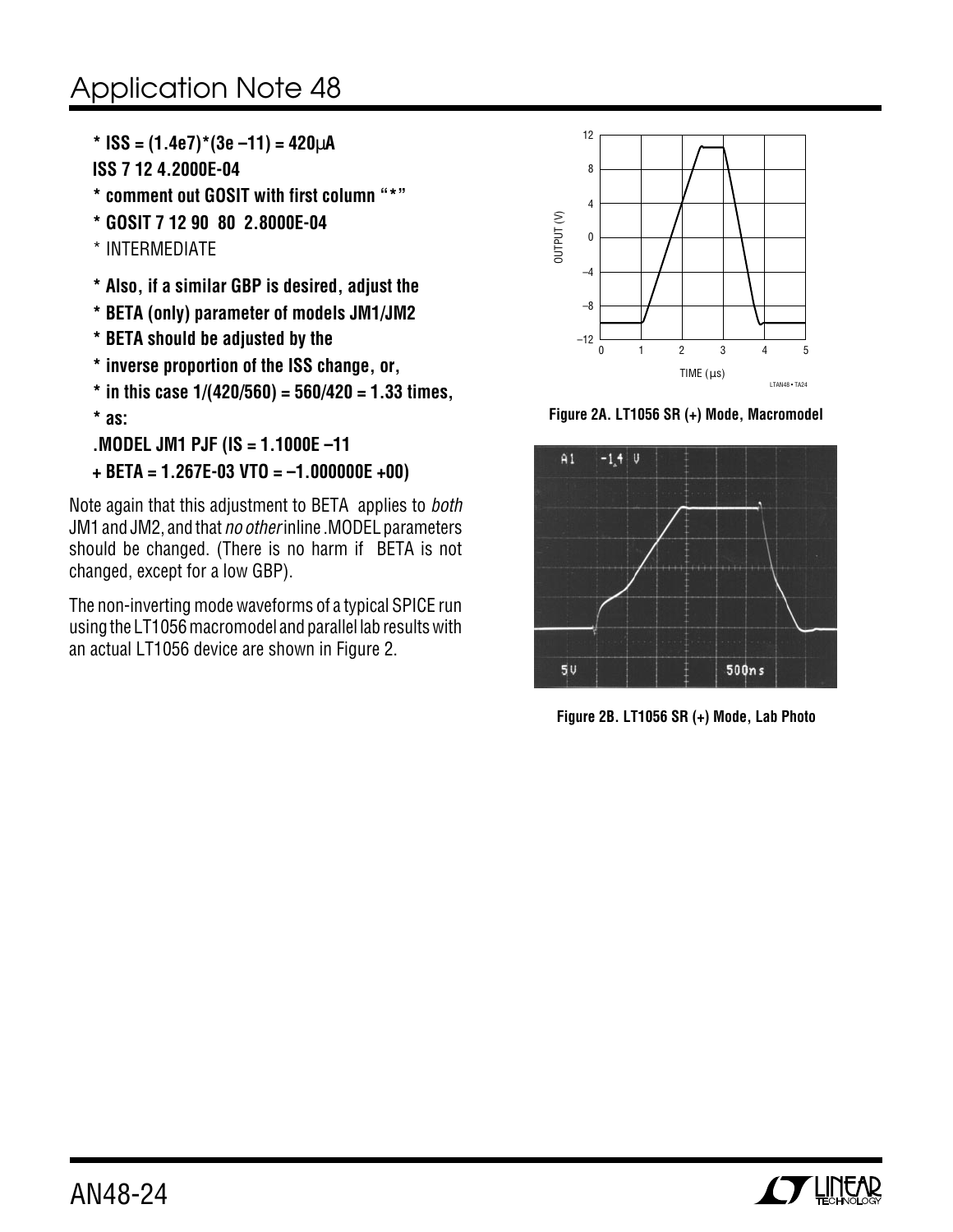```
* ISS = (1.4e7)*(3e –11) = 420µA
ISS 7 12 4.2000E-04
* comment out GOSIT with first column "*"
* GOSIT 7 12 90  80  2.8000E-04
* INTERMEDIATE
* Also, if a similar GBP is desired, adjust the
* BETA (only) parameter of models JM1/JM2
* BETA should be adjusted by the
* inverse proportion of the ISS change, or,
* in this case 1/(420/560) = 560/420 = 1.33 times,
* as:
.MODEL JM1 PJF (IS = 1.1000E –11
+ BETA = 1.267E-03 VTO = –1.000000E +00)
```

Note again that this adjustment to BETA applies to *both* JM1 and JM2, and that *no other* inline .MODEL parameters should be changed. (There is no harm if BETA is not changed, except for a low GBP).

The non-inverting mode waveforms of a typical SPICE run using the LT1056 macromodel and parallel lab results with an actual LT1056 device are shown in Figure 2.

Figure 2A. LT1056 SR (+) Mode, Macromodel

Figure 2B. LT1056 SR (+) Mode, Lab Photo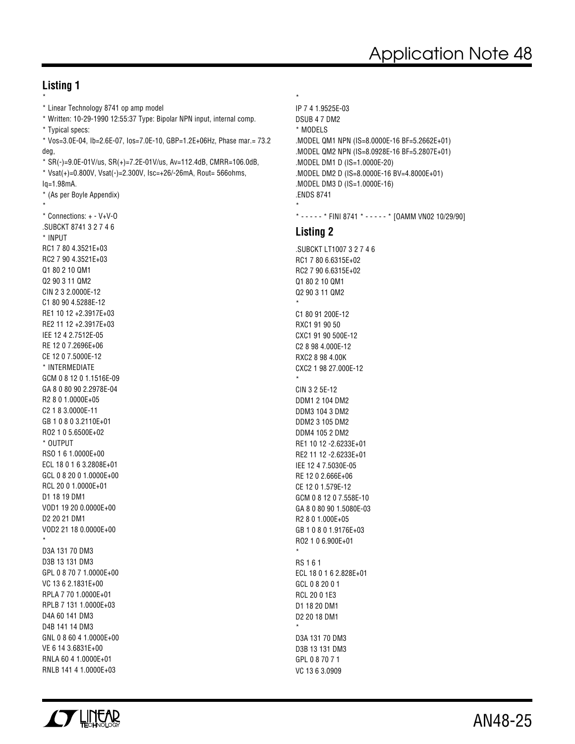### Listing 1

```
*
* Linear Technology 8741 op amp model
* Written: 10-29-1990 12:55:37 Type: Bipolar NPN input, internal comp.
* Typical specs:
* Vos=3.0E-04, Ib=2.6E-07, Ios=7.0E-10, GBP=1.2E+06Hz, Phase mar.= 73.2
deg,
* SR(-)=9.0E-01V/us, SR(+)=7.2E-01V/us, Av=112.4dB, CMRR=106.0dB,
* Vsat(+)=0.800V, Vsat(-)=2.300V, Isc=+26/-26mA, Rout= 566ohms,
Iq=1.98mA.
* (As per Boyle Appendix)
*
* Connections: + - V+V-O
.SUBCKT 8741 3 2 7 4 6
* INPUT
RC1 7 80 4.3521E+03
RC2 7 90 4.3521E+03
Q1 80 2 10 QM1
Q2 90 3 11 QM2
CIN 2 3 2.0000E-12
C1 80 90 4.5288E-12
RE1 10 12 +2.3917E+03
RE2 11 12 +2.3917E+03
IEE 12 4 2.7512E-05
RE 12 0 7.2696E+06
CE 12 0 7.5000E-12
* INTERMEDIATE
GCM 0 8 12 0 1.1516E-09
GA 8 0 80 90 2.2978E-04
R2 8 0 1.0000E+05
C2 1 8 3.0000E-11
GB 1 0 8 0 3.2110E+01
RO2 1 0 5.6500E+02
* OUTPUT
RSO 1 6 1.0000E+00
ECL 18 0 1 6 3.2808E+01
GCL 0 8 20 0 1.0000E+00
RCL 20 0 1.0000E+01
D1 18 19 DM1
VOD1 19 20 0.0000E+00
D2 20 21 DM1
VOD2 21 18 0.0000E+00
*
D3A 131 70 DM3
D3B 13 131 DM3
GPL 0 8 70 7 1.0000E+00
VC 13 6 2.1831E+00
RPLA 7 70 1.0000E+01
RPLB 7 131 1.0000E+03
D4A 60 141 DM3
D4B 141 14 DM3
GNL 0 8 60 4 1.0000E+00
VE 6 14 3.6831E+00
RNLA 60 4 1.0000E+01
RNLB 141 4 1.0000E+03
*
IP 7 4 1.9525E-03
DSUB 4 7 DM2
* MODELS
.MODEL QM1 NPN (IS=8.0000E-16 BF=5.2662E+01)
.MODEL QM2 NPN (IS=8.0928E-16 BF=5.2807E+01)
.MODEL DM1 D (IS=1.0000E-20)
.MODEL DM2 D (IS=8.0000E-16 BV=4.8000E+01)
.MODEL DM3 D (IS=1.0000E-16)
.ENDS 8741
*
* - - - - - * FINI 8741 * - - - - - * [OAMM VN02 10/29/90]
```

### Listing 2

```
.SUBCKT LT1007 3 2 7 4 6
RC1 7 80 6.6315E+02
RC2 7 90 6.6315E+02
Q1 80 2 10 QM1
Q2 90 3 11 QM2
*
C1 80 91 200E-12
RXC1 91 90 50
CXC1 91 90 500E-12
C2 8 98 4.000E-12
RXC2 8 98 4.00K
CXC2 1 98 27.000E-12
*
CIN 3 2 5E-12
DDM1 2 104 DM2
DDM3 104 3 DM2
DDM2 3 105 DM2
DDM4 105 2 DM2
RE1 10 12 -2.6233E+01
RE2 11 12 -2.6233E+01
IEE 12 4 7.5030E-05
RE 12 0 2.666E+06
CE 12 0 1.579E-12
GCM 0 8 12 0 7.558E-10
GA 8 0 80 90 1.5080E-03
R2 8 0 1.000E+05
GB 1 0 8 0 1.9176E+03
RO2 1 0 6.900E+01
*
RS 1 6 1
ECL 18 0 1 6 2.828E+01
GCL 0 8 20 0 1
RCL 20 0 1E3
D1 18 20 DM1
D2 20 18 DM1
*
D3A 131 70 DM3
D3B 13 131 DM3
GPL 0 8 70 7 1
VC 13 6 3.0909
```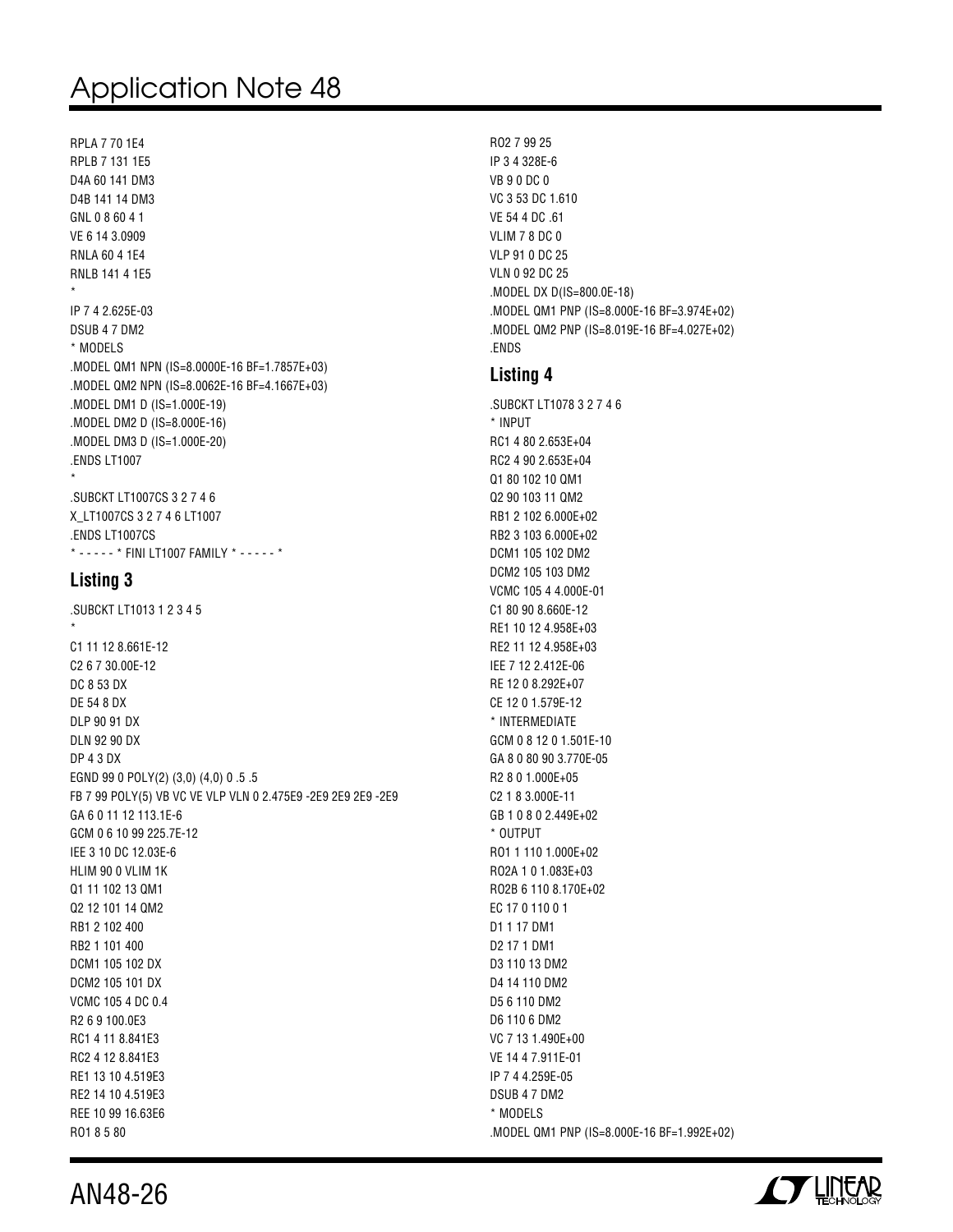```
RPLA 7 70 1E4
RPLB 7 131 1E5
D4A 60 141 DM3
D4B 141 14 DM3
GNL 0 8 60 4 1
VE 6 14 3.0909
RNLA 60 4 1E4
RNLB 141 4 1E5
*
IP 7 4 2.625E-03
DSUB 4 7 DM2
* MODELS
.MODEL QM1 NPN (IS=8.0000E-16 BF=1.7857E+03)
.MODEL QM2 NPN (IS=8.0062E-16 BF=4.1667E+03)
.MODEL DM1 D (IS=1.000E-19)
.MODEL DM2 D (IS=8.000E-16)
.MODEL DM3 D (IS=1.000E-20)
.ENDS LT1007
*
.SUBCKT LT1007CS 3 2 7 4 6
X_LT1007CS 3 2 7 4 6 LT1007
.ENDS LT1007CS
* - - - - - * FINI LT1007 FAMILY * - - - - - *
```

## Listing 3

```
.SUBCKT LT1013 1 2 3 4 5
*
C1 11 12 8.661E-12
C2 6 7 30.00E-12
DC 8 53 DX
DE 54 8 DX
DLP 90 91 DX
DLN 92 90 DX
DP 4 3 DX
EGND 99 0 POLY(2) (3,0) (4,0) 0 .5 .5
FB 7 99 POLY(5) VB VC VE VLP VLN 0 2.475E9 -2E9 2E9 2E9 -2E9
GA 6 0 11 12 113.1E-6
GCM 0 6 10 99 225.7E-12
IEE 3 10 DC 12.03E-6
HLIM 90 0 VLIM 1K
Q1 11 102 13 QM1
Q2 12 101 14 QM2
RB1 2 102 400
RB2 1 101 400
DCM1 105 102 DX
DCM2 105 101 DX
VCMC 105 4 DC 0.4
R2 6 9 100.0E3
RC1 4 11 8.841E3
RC2 4 12 8.841E3
RE1 13 10 4.519E3
RE2 14 10 4.519E3
REE 10 99 16.63E6
RO1 8 5 80
RO2 7 99 25
IP 3 4 328E-6
VB 9 0 DC 0
VC 3 53 DC 1.610
VE 54 4 DC .61
VLIM 7 8 DC 0
VLP 91 0 DC 25
VLN 0 92 DC 25
.MODEL DX D(IS=800.0E-18)
.MODEL QM1 PNP (IS=8.000E-16 BF=3.974E+02)
.MODEL QM2 PNP (IS=8.019E-16 BF=4.027E+02)
.ENDS
```

## Listing 4

```
.SUBCKT LT1078 3 2 7 4 6
* INPUT
RC1 4 80 2.653E+04
RC2 4 90 2.653E+04
Q1 80 102 10 QM1
Q2 90 103 11 QM2
RB1 2 102 6.000E+02
RB2 3 103 6.000E+02
DCM1 105 102 DM2
DCM2 105 103 DM2
VCMC 105 4 4.000E-01
C1 80 90 8.660E-12
RE1 10 12 4.958E+03
RE2 11 12 4.958E+03
IEE 7 12 2.412E-06
RE 12 0 8.292E+07
CE 12 0 1.579E-12
* INTERMEDIATE
GCM 0 8 12 0 1.501E-10
GA 8 0 80 90 3.770E-05
R2 8 0 1.000E+05
C2 1 8 3.000E-11
GB 1 0 8 0 2.449E+02
* OUTPUT
RO1 1 110 1.000E+02
RO2A 1 0 1.083E+03
RO2B 6 110 8.170E+02
EC 17 0 110 0 1
D1 1 17 DM1
D2 17 1 DM1
D3 110 13 DM2
D4 14 110 DM2
D5 6 110 DM2
D6 110 6 DM2
VC 7 13 1.490E+00
VE 14 4 7.911E-01
IP 7 4 4.259E-05
DSUB 4 7 DM2
* MODELS
.MODEL QM1 PNP (IS=8.000E-16 BF=1.992E+02)
```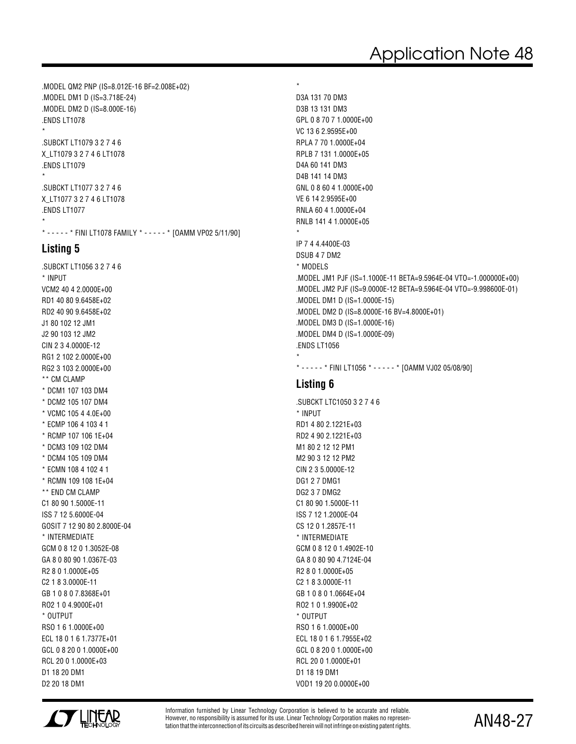```
.MODEL QM2 PNP (IS=8.012E-16 BF=2.008E+02)
.MODEL DM1 D (IS=3.718E-24)
.MODEL DM2 D (IS=8.000E-16)
.ENDS LT1078
*
.SUBCKT LT1079 3 2 7 4 6
X_LT1079 3 2 7 4 6 LT1078
.ENDS LT1079
*
.SUBCKT LT1077 3 2 7 4 6
X_LT1077 3 2 7 4 6 LT1078
.ENDS LT1077
*
* - - - - - * FINI LT1078 FAMILY * - - - - - * [OAMM VP02 5/11/90]
```

### Listing 5

```
.SUBCKT LT1056 3 2 7 4 6
* INPUT
VCM2 40 4 2.0000E+00
RD1 40 80 9.6458E+02
RD2 40 90 9.6458E+02
J1 80 102 12 JM1
J2 90 103 12 JM2
CIN 2 3 4.0000E-12
RG1 2 102 2.0000E+00
RG2 3 103 2.0000E+00
** CM CLAMP
* DCM1 107 103 DM4
* DCM2 105 107 DM4
* VCMC 105 4 4.0E+00
* ECMP 106 4 103 4 1
* RCMP 107 106 1E+04
* DCM3 109 102 DM4
* DCM4 105 109 DM4
* ECMN 108 4 102 4 1
* RCMN 109 108 1E+04
** END CM CLAMP
C1 80 90 1.5000E-11
ISS 7 12 5.6000E-04
GOSIT 7 12 90 80 2.8000E-04
* INTERMEDIATE
GCM 0 8 12 0 1.3052E-08
GA 8 0 80 90 1.0367E-03
R2 8 0 1.0000E+05
C2 1 8 3.0000E-11
GB 1 0 8 0 7.8368E+01
RO2 1 0 4.9000E+01
* OUTPUT
RSO 1 6 1.0000E+00
ECL 18 0 1 6 1.7377E+01
GCL 0 8 20 0 1.0000E+00
RCL 20 0 1.0000E+03
D1 18 20 DM1
D2 20 18 DM1
*
D3A 131 70 DM3
D3B 13 131 DM3
GPL 0 8 70 7 1.0000E+00
VC 13 6 2.9595E+00
RPLA 7 70 1.0000E+04
RPLB 7 131 1.0000E+05
D4A 60 141 DM3
D4B 141 14 DM3
GNL 0 8 60 4 1.0000E+00
VE 6 14 2.9595E+00
RNLA 60 4 1.0000E+04
RNLB 141 4 1.0000E+05
*
IP 7 4 4.4400E-03
DSUB 4 7 DM2
* MODELS
.MODEL JM1 PJF (IS=1.1000E-11 BETA=9.5964E-04 VTO=-1.000000E+00)
.MODEL JM2 PJF (IS=9.0000E-12 BETA=9.5964E-04 VTO=-9.998600E-01)
.MODEL DM1 D (IS=1.0000E-15)
.MODEL DM2 D (IS=8.0000E-16 BV=4.8000E+01)
.MODEL DM3 D (IS=1.0000E-16)
.MODEL DM4 D (IS=1.0000E-09)
.ENDS LT1056
*
* - - - - - * FINI LT1056 * - - - - - * [OAMM VJ02 05/08/90]
```

### Listing 6

```
.SUBCKT LTC1050 3 2 7 4 6
* INPUT
RD1 4 80 2.1221E+03
RD2 4 90 2.1221E+03
M1 80 2 12 12 PM1
M2 90 3 12 12 PM2
CIN 2 3 5.0000E-12
DG1 2 7 DMG1
DG2 3 7 DMG2
C1 80 90 1.5000E-11
ISS 7 12 1.2000E-04
CS 12 0 1.2857E-11
* INTERMEDIATE
GCM 0 8 12 0 1.4902E-10
GA 8 0 80 90 4.7124E-04
R2 8 0 1.0000E+05
C2 1 8 3.0000E-11
GB 1 0 8 0 1.0664E+04
RO2 1 0 1.9900E+02
* OUTPUT
RSO 1 6 1.0000E+00
ECL 18 0 1 6 1.7955E+02
GCL 0 8 20 0 1.0000E+00
RCL 20 0 1.0000E+01
D1 18 19 DM1
VOD1 19 20 0.0000E+00
```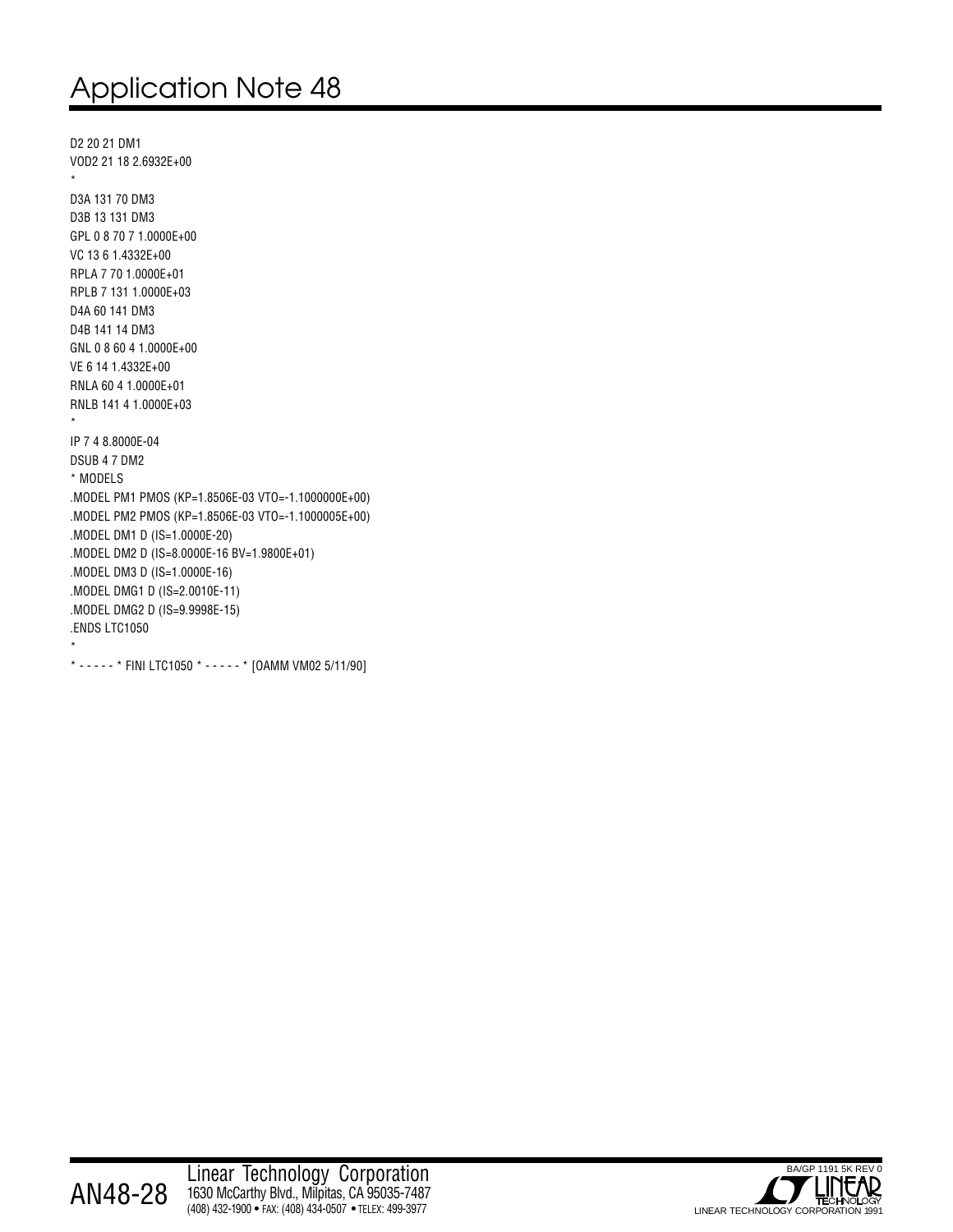```
D2 20 21 DM1
VOD2 21 18 2.6932E+00
*
D3A 131 70 DM3
D3B 13 131 DM3
GPL 0 8 70 7 1.0000E+00
VC 13 6 1.4332E+00
RPLA 7 70 1.0000E+01
RPLB 7 131 1.0000E+03
D4A 60 141 DM3
D4B 141 14 DM3
GNL 0 8 60 4 1.0000E+00
VE 6 14 1.4332E+00
RNLA 60 4 1.0000E+01
RNLB 141 4 1.0000E+03
*
IP 7 4 8.8000E-04
DSUB 4 7 DM2
* MODELS
.MODEL PM1 PMOS (KP=1.8506E-03 VTO=-1.1000000E+00)
.MODEL PM2 PMOS (KP=1.8506E-03 VTO=-1.1000005E+00)
.MODEL DM1 D (IS=1.0000E-20)
.MODEL DM2 D (IS=8.0000E-16 BV=1.9800E+01)
.MODEL DM3 D (IS=1.0000E-16)
.MODEL DMG1 D (IS=2.0010E-11)
.MODEL DMG2 D (IS=9.9998E-15)
.ENDS LTC1050
*
* - - - - - * FINI LTC1050 * - - - - - * [OAMM VM02 5/11/90]
```

Linear Technology Corporation
1630 McCarthy Blvd., Milpitas, CA 95035-7487
(408) 432-1900 • FAX: (408) 434-0507 • TELEX: 499-3977

BA/GP 1191 5K REV 0

LINEAR TECHNOLOGY CORPORATION 1991